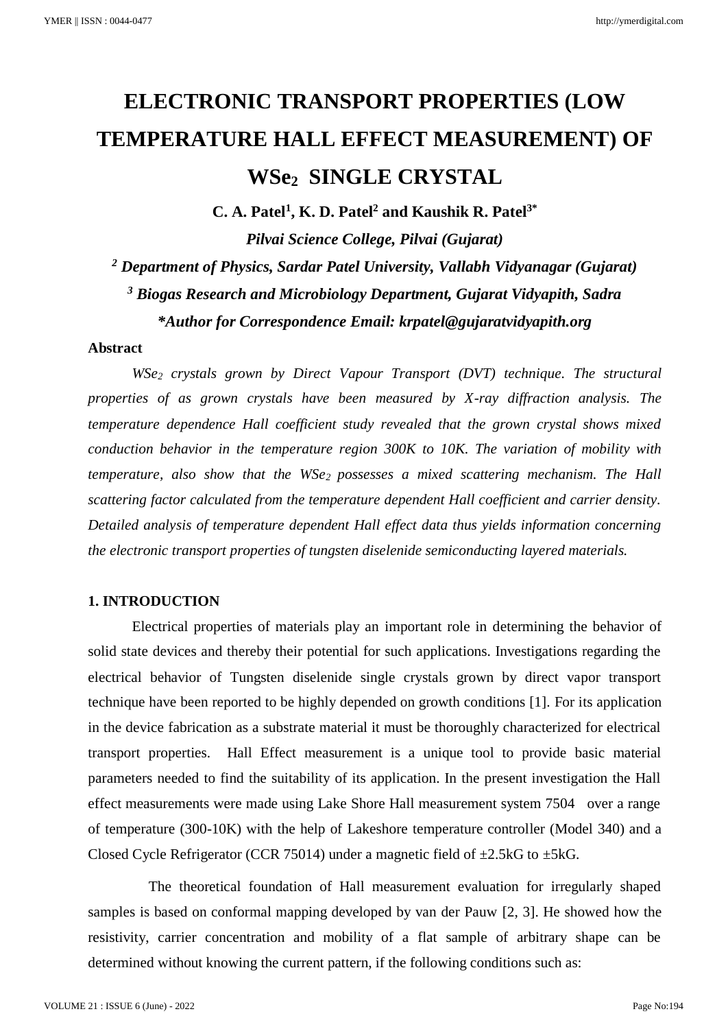# ELECTRONIC TRANSPORT PROPERTIES (LOW TEMPERATURE HALL EFFECT MEASUREMENT) OF $WSe_2$ SINGLE CRYSTAL

**C. A. Patel[1], K. D. Patel[2] and Kaushik R. Patel[3*]**

***Pilvai Science College, Pilvai (Gujarat)***

***[2] Department of Physics, Sardar Patel University, Vallabh Vidyanagar (Gujarat)***

***[3] Biogas Research and Microbiology Department, Gujarat Vidyapith, Sadra***

***\*Author for Correspondence Email: krpatel@gujaratvidyapith.org***

**Abstract**

*$WSe_2$ crystals grown by Direct Vapour Transport (DVT) technique. The structural properties of as grown crystals have been measured by X-ray diffraction analysis. The temperature dependence Hall coefficient study revealed that the grown crystal shows mixed conduction behavior in the temperature region 300K to 10K. The variation of mobility with temperature, also show that the $WSe_2$ possesses a mixed scattering mechanism. The Hall scattering factor calculated from the temperature dependent Hall coefficient and carrier density. Detailed analysis of temperature dependent Hall effect data thus yields information concerning the electronic transport properties of tungsten diselenide semiconducting layered materials.*

## 1. INTRODUCTION

Electrical properties of materials play an important role in determining the behavior of solid state devices and thereby their potential for such applications. Investigations regarding the electrical behavior of Tungsten diselenide single crystals grown by direct vapor transport technique have been reported to be highly depended on growth conditions [1]. For its application in the device fabrication as a substrate material it must be thoroughly characterized for electrical transport properties. Hall Effect measurement is a unique tool to provide basic material parameters needed to find the suitability of its application. In the present investigation the Hall effect measurements were made using Lake Shore Hall measurement system 7504 over a range of temperature (300-10K) with the help of Lakeshore temperature controller (Model 340) and a Closed Cycle Refrigerator (CCR 75014) under a magnetic field of ±2.5kG to ±5kG.

The theoretical foundation of Hall measurement evaluation for irregularly shaped samples is based on conformal mapping developed by van der Pauw [2, 3]. He showed how the resistivity, carrier concentration and mobility of a flat sample of arbitrary shape can be determined without knowing the current pattern, if the following conditions such as: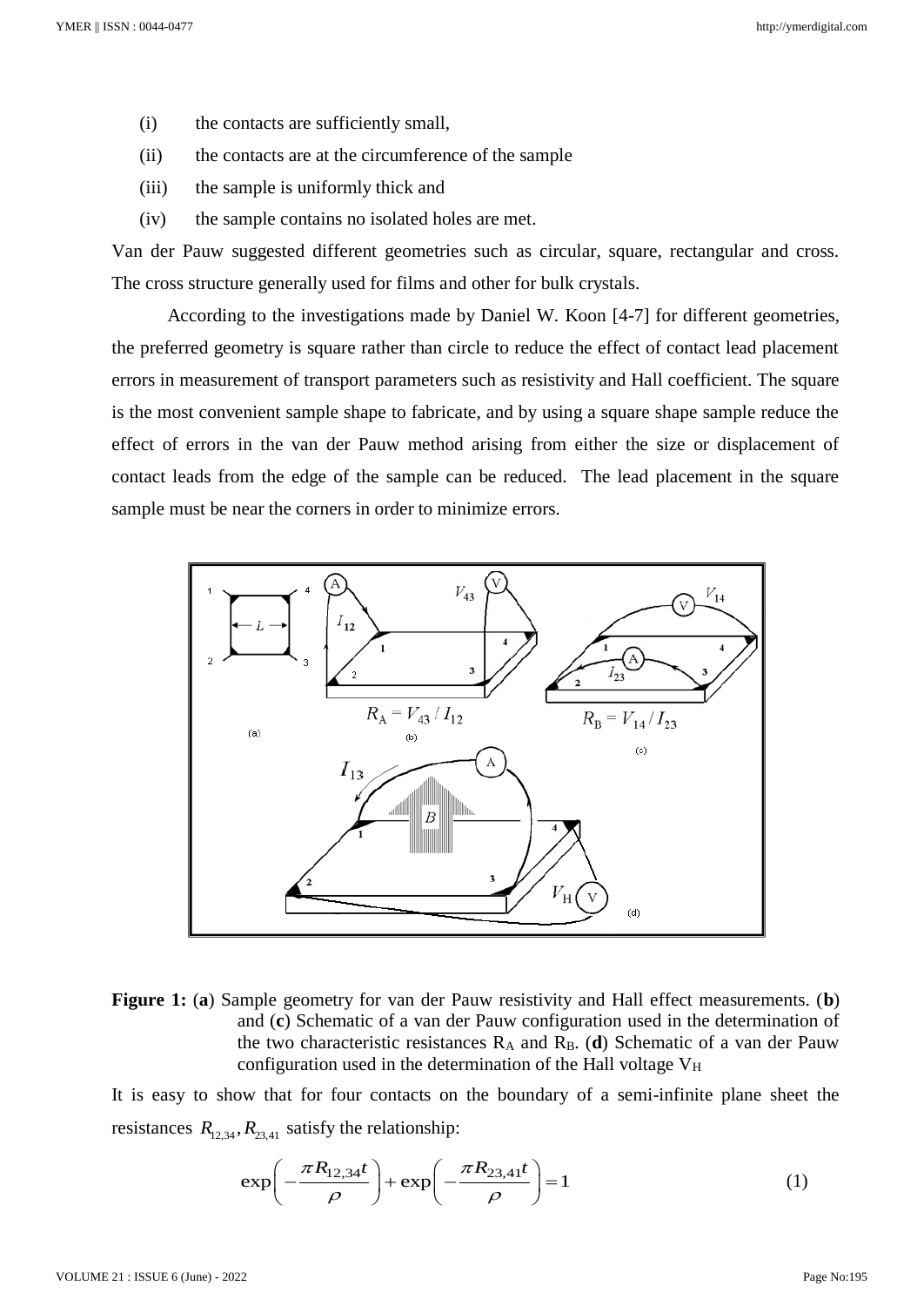(i) the contacts are sufficiently small,

(ii) the contacts are at the circumference of the sample

(iii) the sample is uniformly thick and

(iv) the sample contains no isolated holes are met.

Van der Pauw suggested different geometries such as circular, square, rectangular and cross. The cross structure generally used for films and other for bulk crystals.

According to the investigations made by Daniel W. Koon [4-7] for different geometries, the preferred geometry is square rather than circle to reduce the effect of contact lead placement errors in measurement of transport parameters such as resistivity and Hall coefficient. The square is the most convenient sample shape to fabricate, and by using a square shape sample reduce the effect of errors in the van der Pauw method arising from either the size or displacement of contact leads from the edge of the sample can be reduced. The lead placement in the square sample must be near the corners in order to minimize errors.

**Figure 1:** (**a**) Sample geometry for van der Pauw resistivity and Hall effect measurements. (**b**) and (**c**) Schematic of a van der Pauw configuration used in the determination of the two characteristic resistances $R_A$ and $R_B$. (**d**) Schematic of a van der Pauw configuration used in the determination of the Hall voltage $V_H$

It is easy to show that for four contacts on the boundary of a semi-infinite plane sheet the resistances $R_{12,34}, R_{23,41}$ satisfy the relationship:

$$\exp\left(-\frac{\pi R_{12,34}t}{\rho}\right)+\exp\left(-\frac{\pi R_{23,41}t}{\rho}\right)=1 \tag{1}$$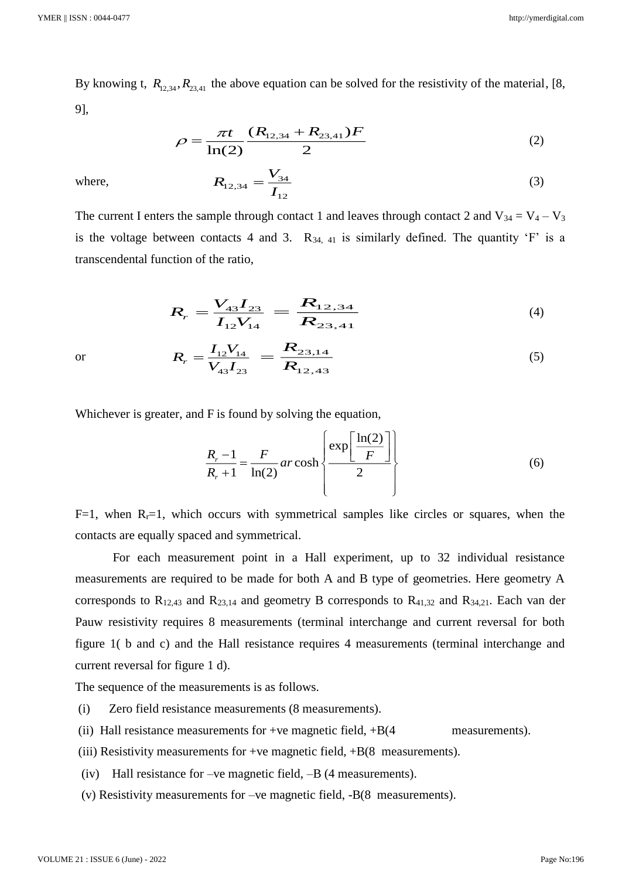By knowing t, $R_{12,34}, R_{23,41}$ the above equation can be solved for the resistivity of the material, [8, 9],

$$\rho = \frac{\pi t}{\ln(2)} \frac{(R_{12,34} + R_{23,41})F}{2} \tag{2}$$

where,

$$R_{12,34} = \frac{V_{34}}{I_{12}} \tag{3}$$

The current I enters the sample through contact 1 and leaves through contact 2 and $V_{34} = V_4 - V_3$ is the voltage between contacts 4 and 3. $R_{34,\ 41}$ is similarly defined. The quantity 'F' is a transcendental function of the ratio,

$$R_r = \frac{V_{43} I_{23}}{I_{12} V_{14}} = \frac{R_{12,34}}{R_{23,41}} \tag{4}$$

or

$$R_r = \frac{I_{12} V_{14}}{V_{43} I_{23}} = \frac{R_{23,14}}{R_{12,43}} \tag{5}$$

Whichever is greater, and F is found by solving the equation,

$$\frac{R_r - 1}{R_r + 1} = \frac{F}{\ln(2)} ar\cosh\left\{ \frac{\exp\left[\frac{\ln(2)}{F}\right]}{2} \right\} \tag{6}$$

F=1, when $R_r$=1, which occurs with symmetrical samples like circles or squares, when the contacts are equally spaced and symmetrical.

For each measurement point in a Hall experiment, up to 32 individual resistance measurements are required to be made for both A and B type of geometries. Here geometry A corresponds to $R_{12,43}$ and $R_{23,14}$ and geometry B corresponds to $R_{41,32}$ and $R_{34,21}$. Each van der Pauw resistivity requires 8 measurements (terminal interchange and current reversal for both figure 1( b and c) and the Hall resistance requires 4 measurements (terminal interchange and current reversal for figure 1 d).

The sequence of the measurements is as follows.

(i) Zero field resistance measurements (8 measurements).

(ii) Hall resistance measurements for +ve magnetic field, +B(4 measurements).

(iii) Resistivity measurements for +ve magnetic field, +B(8 measurements).

(iv) Hall resistance for –ve magnetic field, –B (4 measurements).

(v) Resistivity measurements for –ve magnetic field, -B(8 measurements).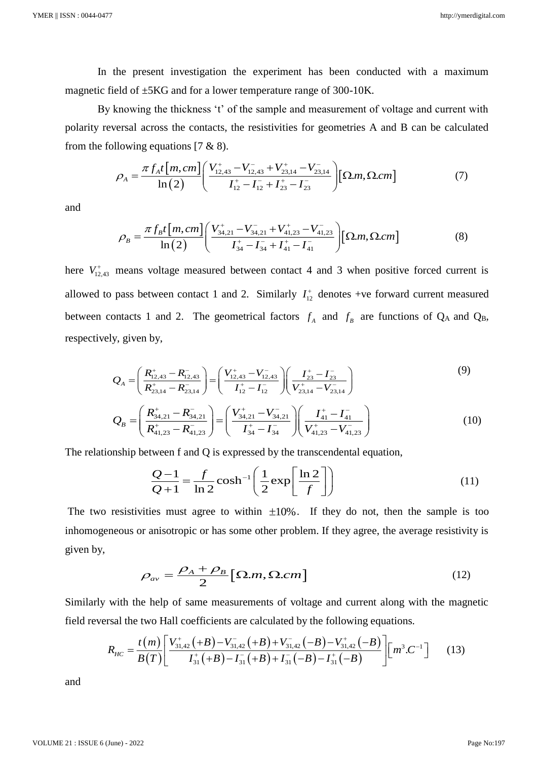In the present investigation the experiment has been conducted with a maximum magnetic field of ±5KG and for a lower temperature range of 300-10K.

By knowing the thickness 't' of the sample and measurement of voltage and current with polarity reversal across the contacts, the resistivities for geometries A and B can be calculated from the following equations [7 & 8].

$$\rho_A = \frac{\pi f_A t[m, cm]}{\ln(2)} \left( \frac{V_{12,43}^{+} - V_{12,43}^{-} + V_{23,14}^{+} - V_{23,14}^{-}}{I_{12}^{+} - I_{12}^{-} + I_{23}^{+} - I_{23}^{-}} \right) [\Omega.m, \Omega.cm] \tag{7}$$

and

$$\rho_B = \frac{\pi f_B t[m, cm]}{\ln(2)} \left( \frac{V_{34,21}^{+} - V_{34,21}^{-} + V_{41,23}^{+} - V_{41,23}^{-}}{I_{34}^{+} - I_{34}^{-} + I_{41}^{+} - I_{41}^{-}} \right) [\Omega.m, \Omega.cm] \tag{8}$$

here $V_{12,43}^{+}$ means voltage measured between contact 4 and 3 when positive forced current is allowed to pass between contact 1 and 2. Similarly $I_{12}^{+}$ denotes +ve forward current measured between contacts 1 and 2. The geometrical factors $f_A$ and $f_B$ are functions of $Q_A$ and $Q_B$, respectively, given by,

$$Q_A = \left( \frac{R_{12,43}^{+} - R_{12,43}^{-}}{R_{23,14}^{+} - R_{23,14}^{-}} \right) = \left( \frac{V_{12,43}^{+} - V_{12,43}^{-}}{I_{12}^{+} - I_{12}^{-}} \right) \left( \frac{I_{23}^{+} - I_{23}^{-}}{V_{23,14}^{+} - V_{23,14}^{-}} \right) \tag{9}$$

$$Q_B = \left( \frac{R_{34,21}^{+} - R_{34,21}^{-}}{R_{41,23}^{+} - R_{41,23}^{-}} \right) = \left( \frac{V_{34,21}^{+} - V_{34,21}^{-}}{I_{34}^{+} - I_{34}^{-}} \right) \left( \frac{I_{41}^{+} - I_{41}^{-}}{V_{41,23}^{+} - V_{41,23}^{-}} \right) \tag{10}$$

The relationship between f and Q is expressed by the transcendental equation,

$$\frac{Q-1}{Q+1} = \frac{f}{\ln 2} \cosh^{-1} \left( \frac{1}{2} \exp\left[ \frac{\ln 2}{f} \right] \right) \tag{11}$$

The two resistivities must agree to within $\pm 10\%$. If they do not, then the sample is too inhomogeneous or anisotropic or has some other problem. If they agree, the average resistivity is given by,

$$\rho_{av} = \frac{\rho_A + \rho_B}{2} [\Omega.m, \Omega.cm] \tag{12}$$

Similarly with the help of same measurements of voltage and current along with the magnetic field reversal the two Hall coefficients are calculated by the following equations.

$$R_{HC} = \frac{t(m)}{B(T)} \left[ \frac{V_{31,42}^{+}(+B) - V_{31,42}^{-}(+B) + V_{31,42}^{-}(-B) - V_{31,42}^{+}(-B)}{I_{31}^{+}(+B) - I_{31}^{-}(+B) + I_{31}^{-}(-B) - I_{31}^{+}(-B)} \right] \left[ m^3.C^{-1} \right] \tag{13}$$

and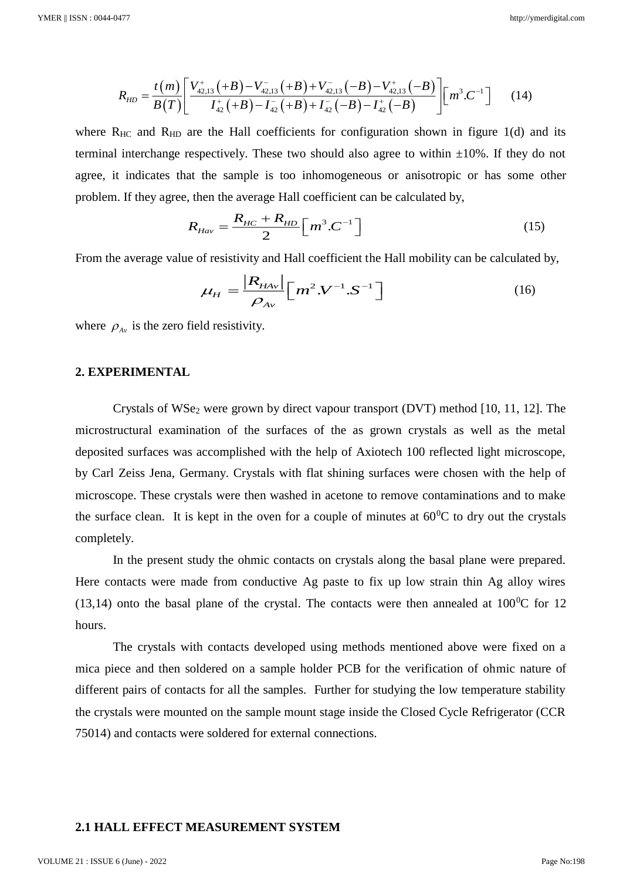$$R_{HD} = \frac{t(m)}{B(T)}\left[\frac{V^{+}_{42,13}(+B) - V^{-}_{42,13}(+B) + V^{-}_{42,13}(-B) - V^{+}_{42,13}(-B)}{I^{+}_{42}(+B) - I^{-}_{42}(+B) + I^{-}_{42}(-B) - I^{+}_{42}(-B)}\right]\left[m^3.C^{-1}\right] \quad (14)$$

where $R_{HC}$ and $R_{HD}$ are the Hall coefficients for configuration shown in figure 1(d) and its terminal interchange respectively. These two should also agree to within ±10%. If they do not agree, it indicates that the sample is too inhomogeneous or anisotropic or has some other problem. If they agree, then the average Hall coefficient can be calculated by,

$$R_{Hav} = \frac{R_{HC} + R_{HD}}{2}\left[m^3.C^{-1}\right] \quad (15)$$

From the average value of resistivity and Hall coefficient the Hall mobility can be calculated by,

$$\mu_H = \frac{|R_{HAv}|}{\rho_{Av}}\left[m^2.V^{-1}.S^{-1}\right] \quad (16)$$

where $\rho_{Av}$ is the zero field resistivity.

## 2. EXPERIMENTAL

Crystals of $WSe_2$ were grown by direct vapour transport (DVT) method [10, 11, 12]. The microstructural examination of the surfaces of the as grown crystals as well as the metal deposited surfaces was accomplished with the help of Axiotech 100 reflected light microscope, by Carl Zeiss Jena, Germany. Crystals with flat shining surfaces were chosen with the help of microscope. These crystals were then washed in acetone to remove contaminations and to make the surface clean. It is kept in the oven for a couple of minutes at $60^0$C to dry out the crystals completely.

In the present study the ohmic contacts on crystals along the basal plane were prepared. Here contacts were made from conductive Ag paste to fix up low strain thin Ag alloy wires (13,14) onto the basal plane of the crystal. The contacts were then annealed at $100^0$C for 12 hours.

The crystals with contacts developed using methods mentioned above were fixed on a mica piece and then soldered on a sample holder PCB for the verification of ohmic nature of different pairs of contacts for all the samples. Further for studying the low temperature stability the crystals were mounted on the sample mount stage inside the Closed Cycle Refrigerator (CCR 75014) and contacts were soldered for external connections.

### 2.1 HALL EFFECT MEASUREMENT SYSTEM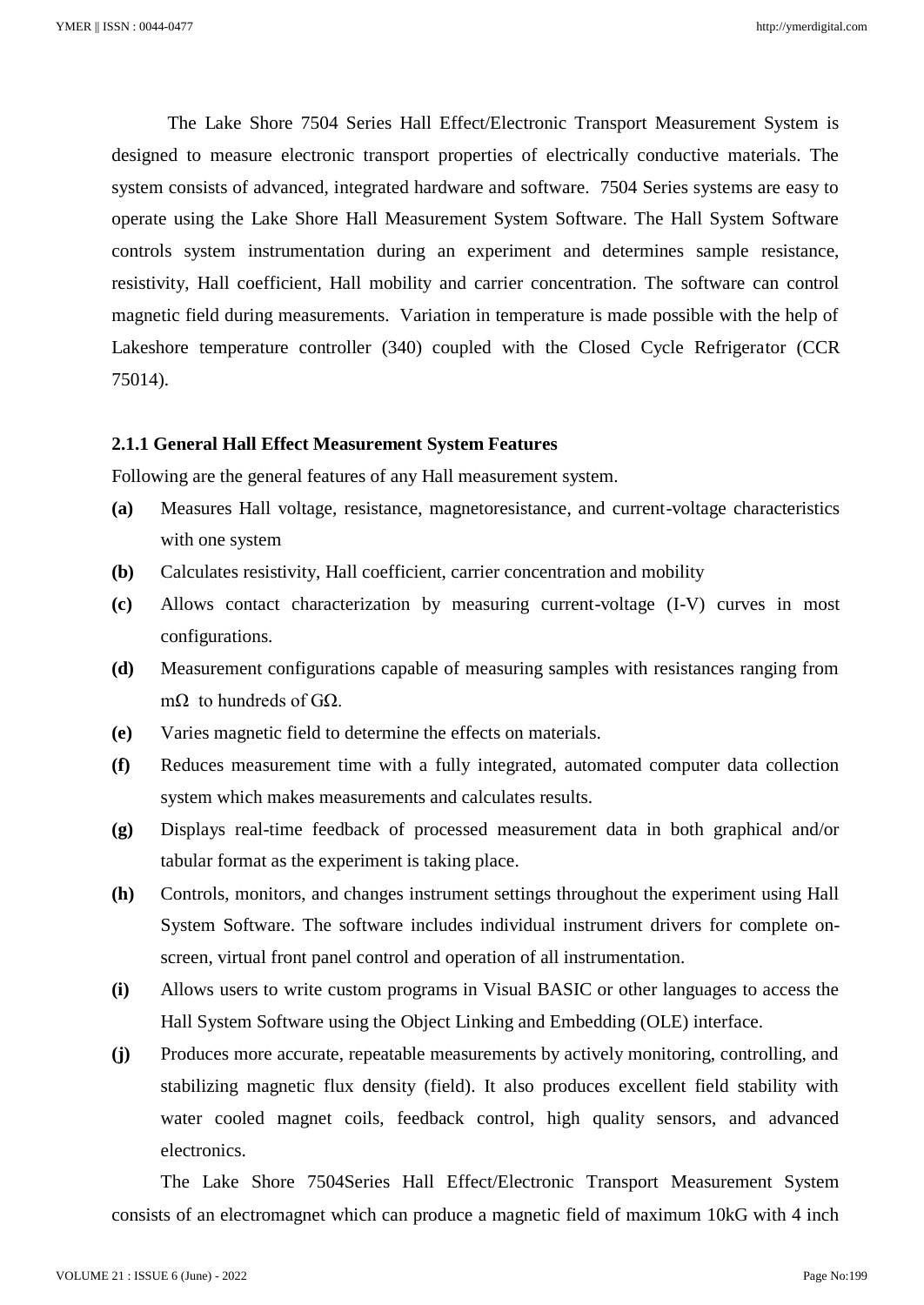The Lake Shore 7504 Series Hall Effect/Electronic Transport Measurement System is designed to measure electronic transport properties of electrically conductive materials. The system consists of advanced, integrated hardware and software. 7504 Series systems are easy to operate using the Lake Shore Hall Measurement System Software. The Hall System Software controls system instrumentation during an experiment and determines sample resistance, resistivity, Hall coefficient, Hall mobility and carrier concentration. The software can control magnetic field during measurements. Variation in temperature is made possible with the help of Lakeshore temperature controller (340) coupled with the Closed Cycle Refrigerator (CCR 75014).

### 2.1.1 General Hall Effect Measurement System Features

Following are the general features of any Hall measurement system.

- **(a)** Measures Hall voltage, resistance, magnetoresistance, and current-voltage characteristics with one system
- **(b)** Calculates resistivity, Hall coefficient, carrier concentration and mobility
- **(c)** Allows contact characterization by measuring current-voltage (I-V) curves in most configurations.
- **(d)** Measurement configurations capable of measuring samples with resistances ranging from mΩ to hundreds of GΩ.
- **(e)** Varies magnetic field to determine the effects on materials.
- **(f)** Reduces measurement time with a fully integrated, automated computer data collection system which makes measurements and calculates results.
- **(g)** Displays real-time feedback of processed measurement data in both graphical and/or tabular format as the experiment is taking place.
- **(h)** Controls, monitors, and changes instrument settings throughout the experiment using Hall System Software. The software includes individual instrument drivers for complete on-screen, virtual front panel control and operation of all instrumentation.
- **(i)** Allows users to write custom programs in Visual BASIC or other languages to access the Hall System Software using the Object Linking and Embedding (OLE) interface.
- **(j)** Produces more accurate, repeatable measurements by actively monitoring, controlling, and stabilizing magnetic flux density (field). It also produces excellent field stability with water cooled magnet coils, feedback control, high quality sensors, and advanced electronics.

The Lake Shore 7504Series Hall Effect/Electronic Transport Measurement System consists of an electromagnet which can produce a magnetic field of maximum 10kG with 4 inch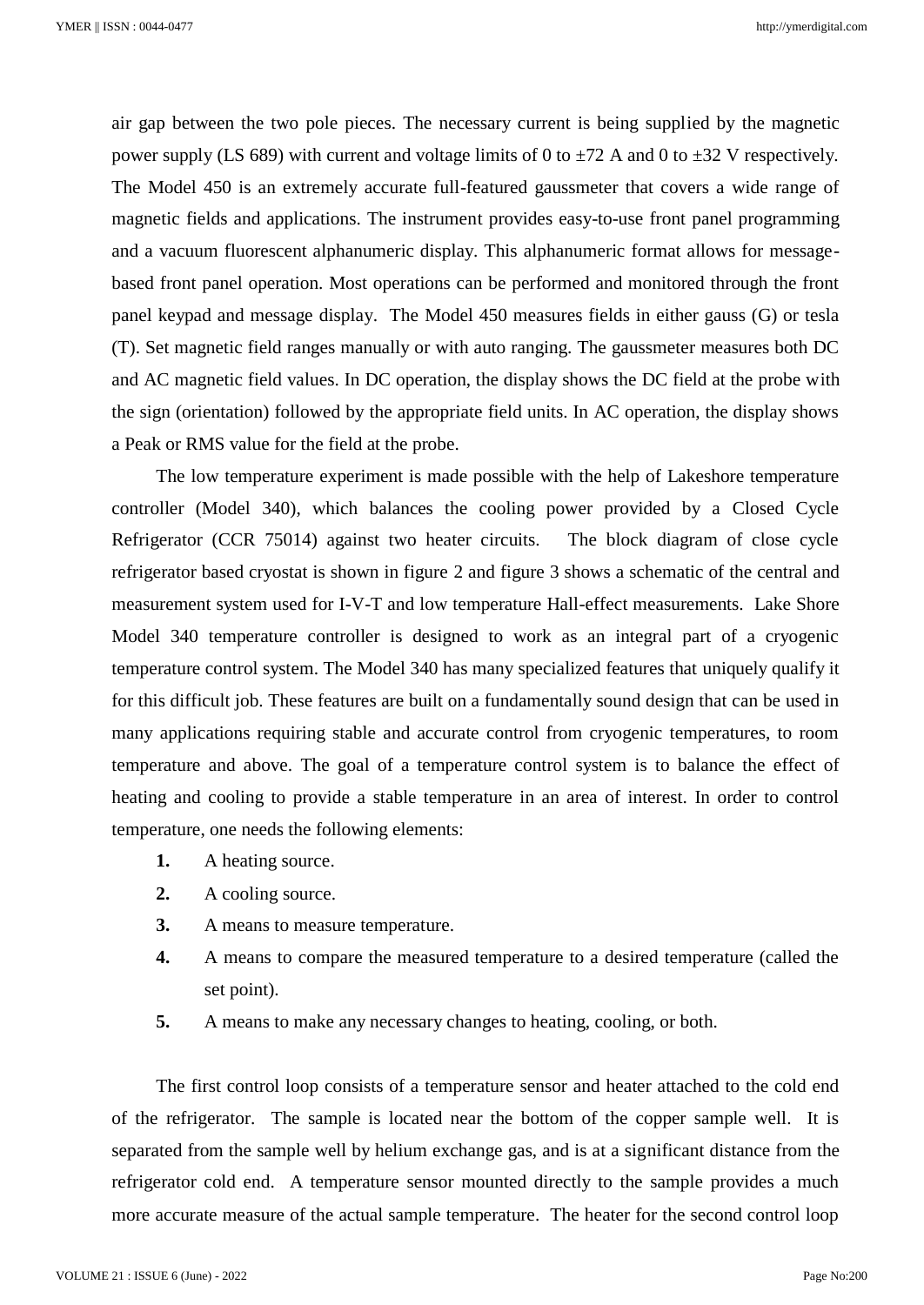air gap between the two pole pieces. The necessary current is being supplied by the magnetic power supply (LS 689) with current and voltage limits of 0 to ±72 A and 0 to ±32 V respectively. The Model 450 is an extremely accurate full-featured gaussmeter that covers a wide range of magnetic fields and applications. The instrument provides easy-to-use front panel programming and a vacuum fluorescent alphanumeric display. This alphanumeric format allows for message-based front panel operation. Most operations can be performed and monitored through the front panel keypad and message display. The Model 450 measures fields in either gauss (G) or tesla (T). Set magnetic field ranges manually or with auto ranging. The gaussmeter measures both DC and AC magnetic field values. In DC operation, the display shows the DC field at the probe with the sign (orientation) followed by the appropriate field units. In AC operation, the display shows a Peak or RMS value for the field at the probe.

The low temperature experiment is made possible with the help of Lakeshore temperature controller (Model 340), which balances the cooling power provided by a Closed Cycle Refrigerator (CCR 75014) against two heater circuits. The block diagram of close cycle refrigerator based cryostat is shown in figure 2 and figure 3 shows a schematic of the central and measurement system used for I-V-T and low temperature Hall-effect measurements. Lake Shore Model 340 temperature controller is designed to work as an integral part of a cryogenic temperature control system. The Model 340 has many specialized features that uniquely qualify it for this difficult job. These features are built on a fundamentally sound design that can be used in many applications requiring stable and accurate control from cryogenic temperatures, to room temperature and above. The goal of a temperature control system is to balance the effect of heating and cooling to provide a stable temperature in an area of interest. In order to control temperature, one needs the following elements:

1. A heating source.
2. A cooling source.
3. A means to measure temperature.
4. A means to compare the measured temperature to a desired temperature (called the set point).
5. A means to make any necessary changes to heating, cooling, or both.

The first control loop consists of a temperature sensor and heater attached to the cold end of the refrigerator. The sample is located near the bottom of the copper sample well. It is separated from the sample well by helium exchange gas, and is at a significant distance from the refrigerator cold end. A temperature sensor mounted directly to the sample provides a much more accurate measure of the actual sample temperature. The heater for the second control loop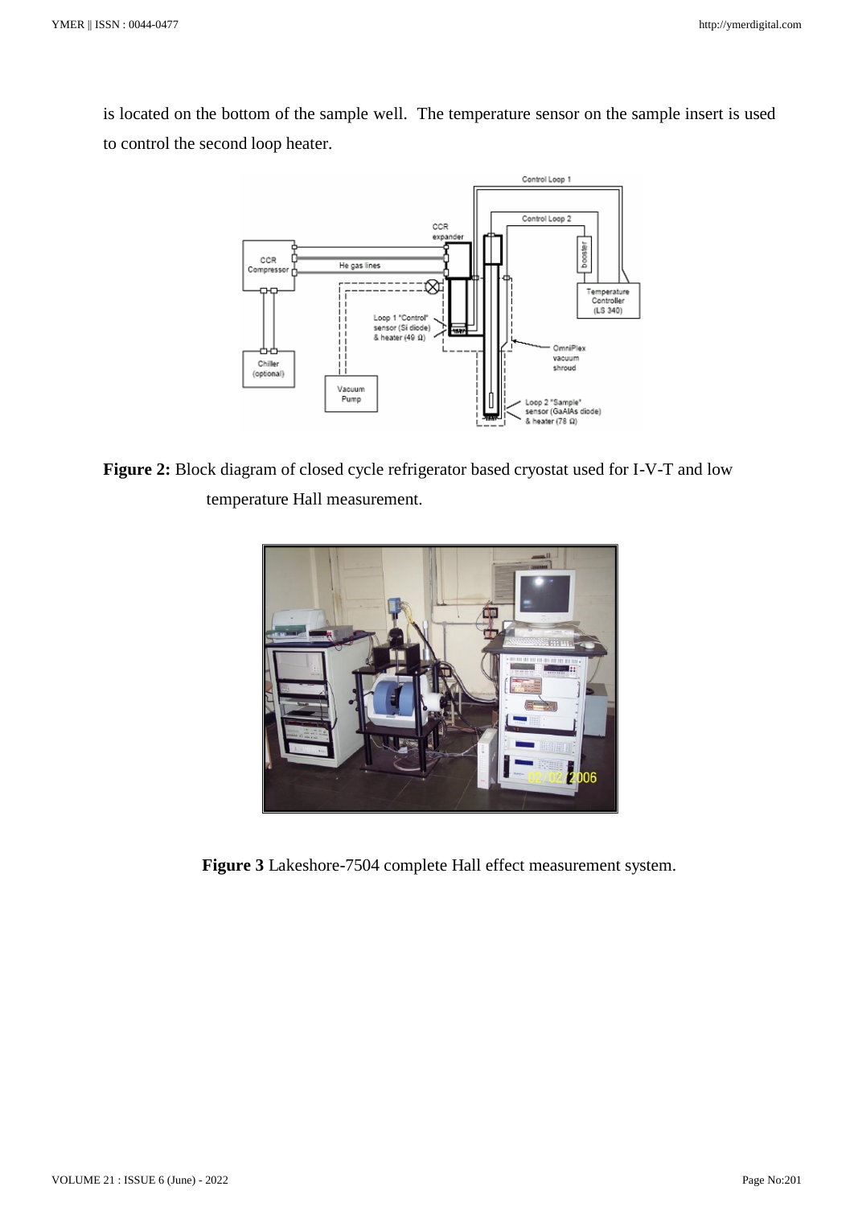is located on the bottom of the sample well. The temperature sensor on the sample insert is used to control the second loop heater.

**Figure 2:** Block diagram of closed cycle refrigerator based cryostat used for I-V-T and low temperature Hall measurement.

**Figure 3** Lakeshore-7504 complete Hall effect measurement system.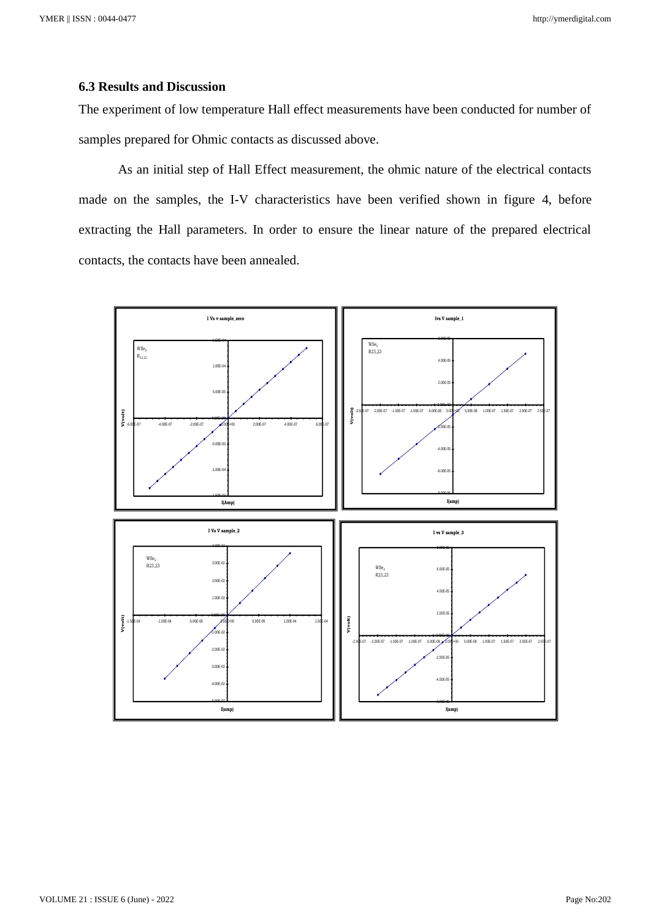### 6.3 Results and Discussion

The experiment of low temperature Hall effect measurements have been conducted for number of samples prepared for Ohmic contacts as discussed above.

As an initial step of Hall Effect measurement, the ohmic nature of the electrical contacts made on the samples, the I-V characteristics have been verified shown in figure 4, before extracting the Hall parameters. In order to ensure the linear nature of the prepared electrical contacts, the contacts have been annealed.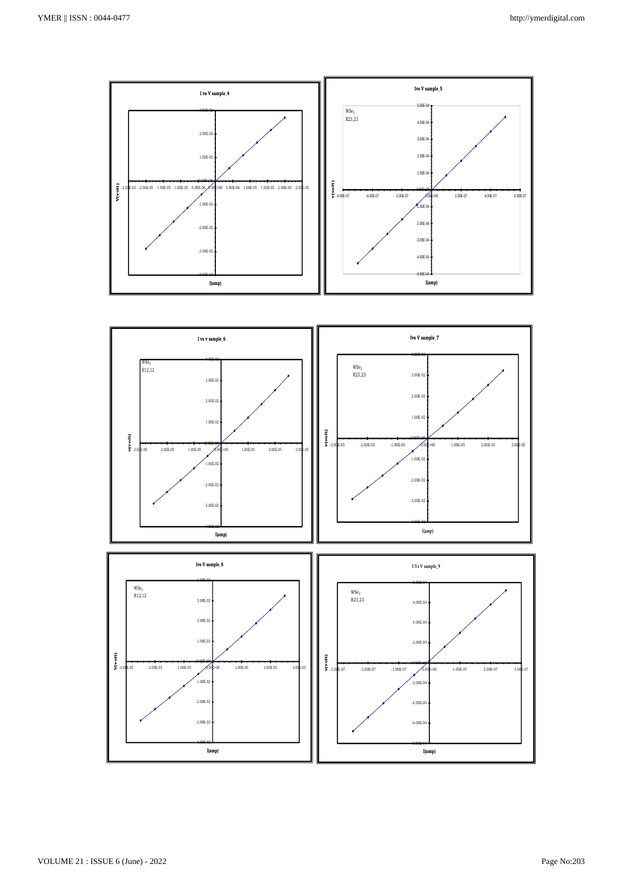I vs V sample_4

Ivs V sample_5

$WSe_2$
R23,23

I vs v sample_6

$WSe_2$
R12,12

Ivs V sample_7

$WSe_2$
R23,23

Ivs V sample_8

$WSe_2$
R12,12

I Vs V sample_9

$WSe_2$
R23,23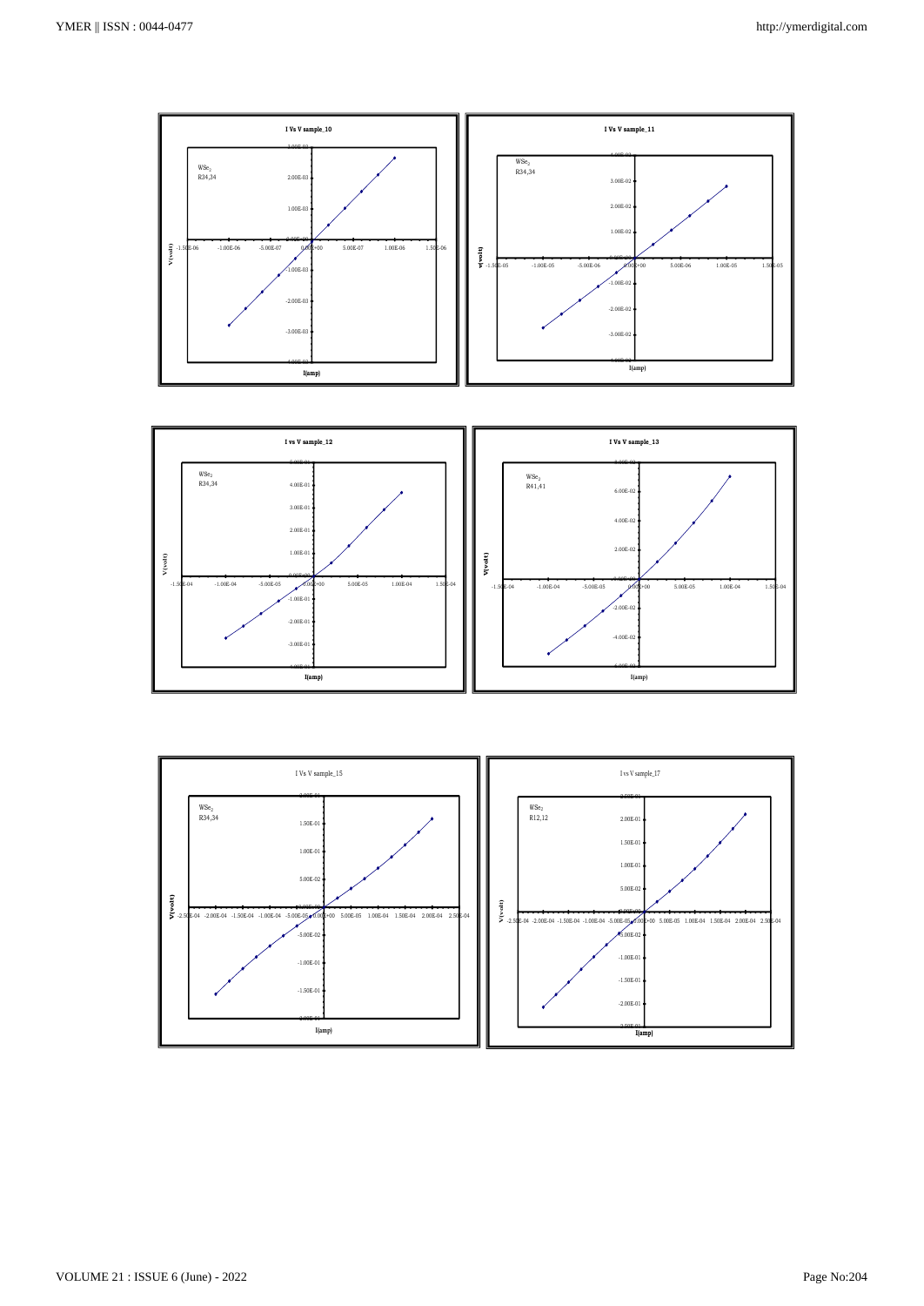**I Vs V sample_10**

$WSe_2$
R34,34

V(volt) vs I(amp)

**I Vs V sample_11**

$WSe_2$
R34,34

V(volt) vs I(amp)

**I vs V sample_12**

$WSe_2$
R34,34

V(volt) vs I(amp)

**I Vs V sample_13**

$WSe_2$
R41,41

V(volt) vs I(amp)

I Vs V sample_15

$WSe_2$
R34,34

V(volt) vs I(amp)

I vs V sample_17

$WSe_2$
R12,12

V(volt) vs I(amp)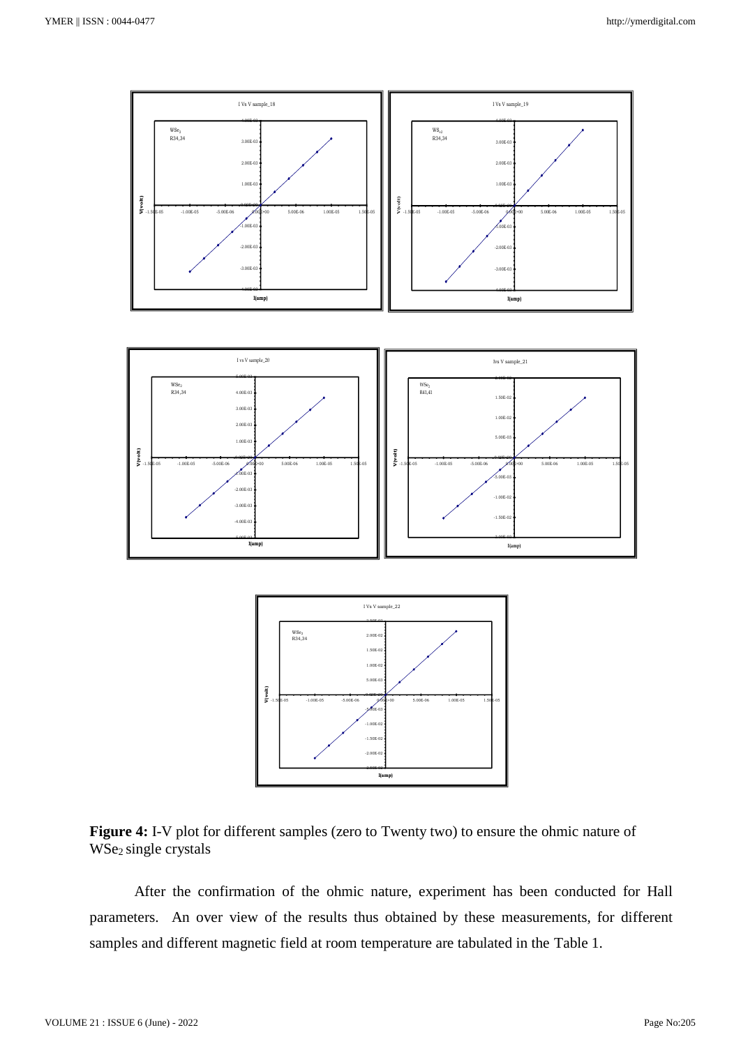**Figure 4:** I-V plot for different samples (zero to Twenty two) to ensure the ohmic nature of $WSe_2$ single crystals

After the confirmation of the ohmic nature, experiment has been conducted for Hall parameters. An over view of the results thus obtained by these measurements, for different samples and different magnetic field at room temperature are tabulated in the Table 1.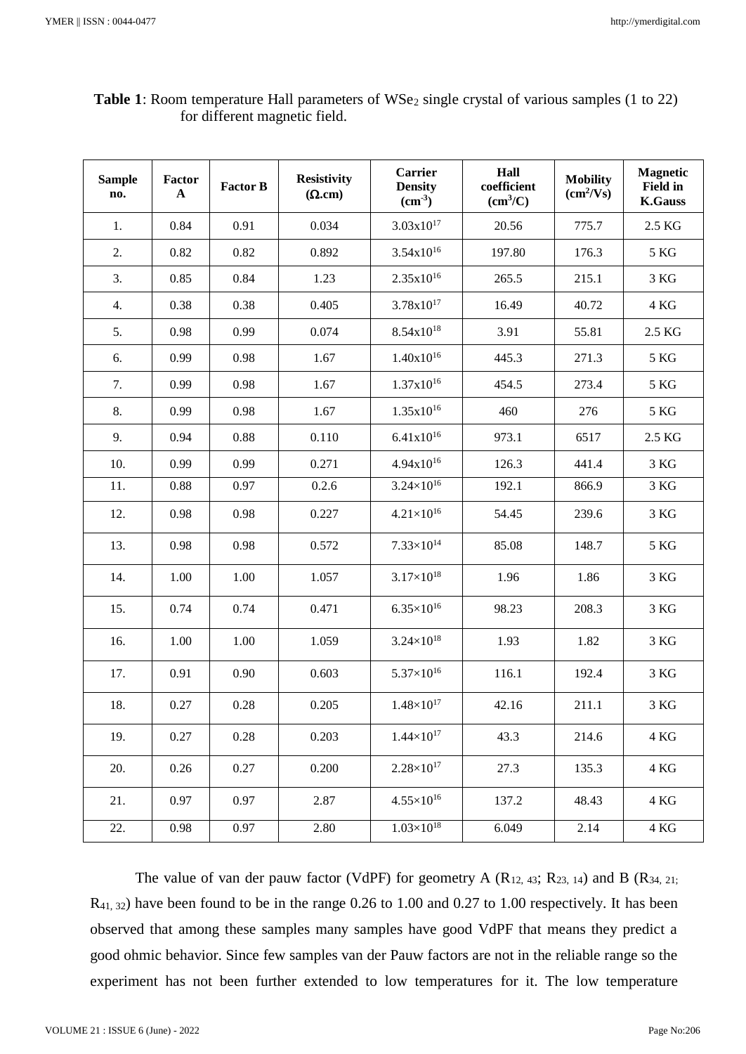**Table 1**: Room temperature Hall parameters of $WSe_2$ single crystal of various samples (1 to 22) for different magnetic field.

| Sample no. | Factor A | Factor B | Resistivity ($\Omega$.cm) | Carrier Density ($cm^{-3}$) | Hall coefficient ($cm^3$/C) | Mobility ($cm^2$/Vs) | Magnetic Field in K.Gauss |
|---|---|---|---|---|---|---|---|
| 1. | 0.84 | 0.91 | 0.034 | $3.03x10^{17}$ | 20.56 | 775.7 | 2.5 KG |
| 2. | 0.82 | 0.82 | 0.892 | $3.54x10^{16}$ | 197.80 | 176.3 | 5 KG |
| 3. | 0.85 | 0.84 | 1.23 | $2.35x10^{16}$ | 265.5 | 215.1 | 3 KG |
| 4. | 0.38 | 0.38 | 0.405 | $3.78x10^{17}$ | 16.49 | 40.72 | 4 KG |
| 5. | 0.98 | 0.99 | 0.074 | $8.54x10^{18}$ | 3.91 | 55.81 | 2.5 KG |
| 6. | 0.99 | 0.98 | 1.67 | $1.40x10^{16}$ | 445.3 | 271.3 | 5 KG |
| 7. | 0.99 | 0.98 | 1.67 | $1.37x10^{16}$ | 454.5 | 273.4 | 5 KG |
| 8. | 0.99 | 0.98 | 1.67 | $1.35x10^{16}$ | 460 | 276 | 5 KG |
| 9. | 0.94 | 0.88 | 0.110 | $6.41x10^{16}$ | 973.1 | 6517 | 2.5 KG |
| 10. | 0.99 | 0.99 | 0.271 | $4.94x10^{16}$ | 126.3 | 441.4 | 3 KG |
| 11. | 0.88 | 0.97 | 0.2.6 | $3.24\times10^{16}$ | 192.1 | 866.9 | 3 KG |
| 12. | 0.98 | 0.98 | 0.227 | $4.21\times10^{16}$ | 54.45 | 239.6 | 3 KG |
| 13. | 0.98 | 0.98 | 0.572 | $7.33\times10^{14}$ | 85.08 | 148.7 | 5 KG |
| 14. | 1.00 | 1.00 | 1.057 | $3.17\times10^{18}$ | 1.96 | 1.86 | 3 KG |
| 15. | 0.74 | 0.74 | 0.471 | $6.35\times10^{16}$ | 98.23 | 208.3 | 3 KG |
| 16. | 1.00 | 1.00 | 1.059 | $3.24\times10^{18}$ | 1.93 | 1.82 | 3 KG |
| 17. | 0.91 | 0.90 | 0.603 | $5.37\times10^{16}$ | 116.1 | 192.4 | 3 KG |
| 18. | 0.27 | 0.28 | 0.205 | $1.48\times10^{17}$ | 42.16 | 211.1 | 3 KG |
| 19. | 0.27 | 0.28 | 0.203 | $1.44\times10^{17}$ | 43.3 | 214.6 | 4 KG |
| 20. | 0.26 | 0.27 | 0.200 | $2.28\times10^{17}$ | 27.3 | 135.3 | 4 KG |
| 21. | 0.97 | 0.97 | 2.87 | $4.55\times10^{16}$ | 137.2 | 48.43 | 4 KG |
| 22. | 0.98 | 0.97 | 2.80 | $1.03\times10^{18}$ | 6.049 | 2.14 | 4 KG |

The value of van der pauw factor (VdPF) for geometry A ($R_{12, 43}$; $R_{23, 14}$) and B ($R_{34, 21;}$ $R_{41, 32}$) have been found to be in the range 0.26 to 1.00 and 0.27 to 1.00 respectively. It has been observed that among these samples many samples have good VdPF that means they predict a good ohmic behavior. Since few samples van der Pauw factors are not in the reliable range so the experiment has not been further extended to low temperatures for it. The low temperature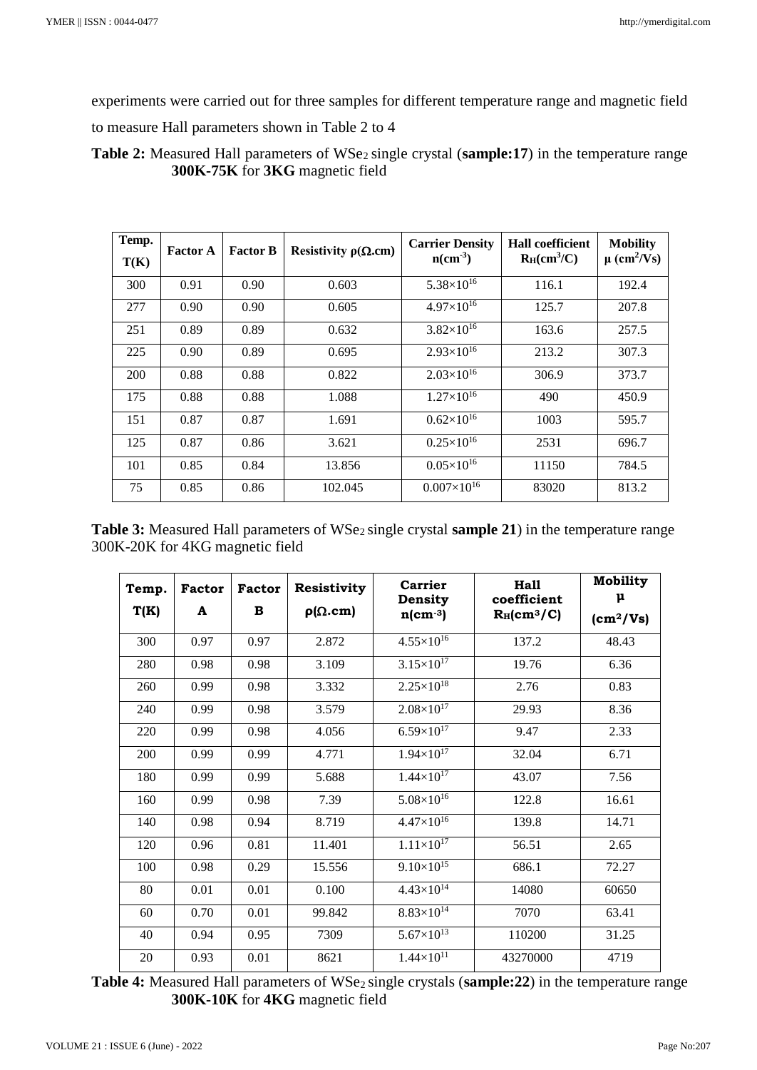experiments were carried out for three samples for different temperature range and magnetic field to measure Hall parameters shown in Table 2 to 4

**Table 2:** Measured Hall parameters of $WSe_2$ single crystal (**sample:17**) in the temperature range **300K-75K** for **3KG** magnetic field

| Temp. T(K) | Factor A | Factor B | Resistivity ρ(Ω.cm) | Carrier Density $n(cm^{-3})$ | Hall coefficient $R_H(cm^3/C)$ | Mobility μ $(cm^2/Vs)$ |
|---|---|---|---|---|---|---|
| 300 | 0.91 | 0.90 | 0.603 | $5.38\times10^{16}$ | 116.1 | 192.4 |
| 277 | 0.90 | 0.90 | 0.605 | $4.97\times10^{16}$ | 125.7 | 207.8 |
| 251 | 0.89 | 0.89 | 0.632 | $3.82\times10^{16}$ | 163.6 | 257.5 |
| 225 | 0.90 | 0.89 | 0.695 | $2.93\times10^{16}$ | 213.2 | 307.3 |
| 200 | 0.88 | 0.88 | 0.822 | $2.03\times10^{16}$ | 306.9 | 373.7 |
| 175 | 0.88 | 0.88 | 1.088 | $1.27\times10^{16}$ | 490 | 450.9 |
| 151 | 0.87 | 0.87 | 1.691 | $0.62\times10^{16}$ | 1003 | 595.7 |
| 125 | 0.87 | 0.86 | 3.621 | $0.25\times10^{16}$ | 2531 | 696.7 |
| 101 | 0.85 | 0.84 | 13.856 | $0.05\times10^{16}$ | 11150 | 784.5 |
| 75 | 0.85 | 0.86 | 102.045 | $0.007\times10^{16}$ | 83020 | 813.2 |

**Table 3:** Measured Hall parameters of $WSe_2$ single crystal **sample 21**) in the temperature range 300K-20K for 4KG magnetic field

| Temp. T(K) | Factor A | Factor B | Resistivity ρ(Ω.cm) | Carrier Density $n(cm^{-3})$ | Hall coefficient $R_H(cm^3/C)$ | Mobility μ $(cm^2/Vs)$ |
|---|---|---|---|---|---|---|
| 300 | 0.97 | 0.97 | 2.872 | $4.55\times10^{16}$ | 137.2 | 48.43 |
| 280 | 0.98 | 0.98 | 3.109 | $3.15\times10^{17}$ | 19.76 | 6.36 |
| 260 | 0.99 | 0.98 | 3.332 | $2.25\times10^{18}$ | 2.76 | 0.83 |
| 240 | 0.99 | 0.98 | 3.579 | $2.08\times10^{17}$ | 29.93 | 8.36 |
| 220 | 0.99 | 0.98 | 4.056 | $6.59\times10^{17}$ | 9.47 | 2.33 |
| 200 | 0.99 | 0.99 | 4.771 | $1.94\times10^{17}$ | 32.04 | 6.71 |
| 180 | 0.99 | 0.99 | 5.688 | $1.44\times10^{17}$ | 43.07 | 7.56 |
| 160 | 0.99 | 0.98 | 7.39 | $5.08\times10^{16}$ | 122.8 | 16.61 |
| 140 | 0.98 | 0.94 | 8.719 | $4.47\times10^{16}$ | 139.8 | 14.71 |
| 120 | 0.96 | 0.81 | 11.401 | $1.11\times10^{17}$ | 56.51 | 2.65 |
| 100 | 0.98 | 0.29 | 15.556 | $9.10\times10^{15}$ | 686.1 | 72.27 |
| 80 | 0.01 | 0.01 | 0.100 | $4.43\times10^{14}$ | 14080 | 60650 |
| 60 | 0.70 | 0.01 | 99.842 | $8.83\times10^{14}$ | 7070 | 63.41 |
| 40 | 0.94 | 0.95 | 7309 | $5.67\times10^{13}$ | 110200 | 31.25 |
| 20 | 0.93 | 0.01 | 8621 | $1.44\times10^{11}$ | 43270000 | 4719 |

**Table 4:** Measured Hall parameters of $WSe_2$ single crystals (**sample:22**) in the temperature range **300K-10K** for **4KG** magnetic field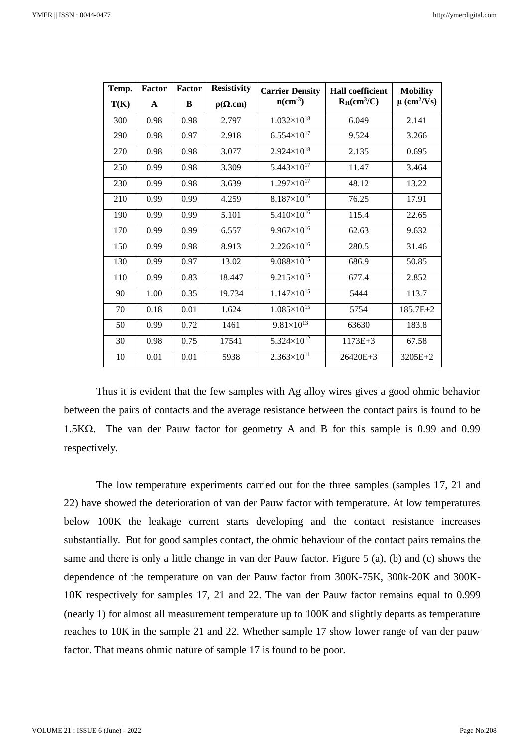| Temp. T(K) | Factor A | Factor B | Resistivity $\rho(\Omega.cm)$ | Carrier Density $n(cm^{-3})$ | Hall coefficient $R_H(cm^3/C)$ | Mobility $\mu$ $(cm^2/Vs)$ |
|---|---|---|---|---|---|---|
| 300 | 0.98 | 0.98 | 2.797 | $1.032\times10^{18}$ | 6.049 | 2.141 |
| 290 | 0.98 | 0.97 | 2.918 | $6.554\times10^{17}$ | 9.524 | 3.266 |
| 270 | 0.98 | 0.98 | 3.077 | $2.924\times10^{18}$ | 2.135 | 0.695 |
| 250 | 0.99 | 0.98 | 3.309 | $5.443\times10^{17}$ | 11.47 | 3.464 |
| 230 | 0.99 | 0.98 | 3.639 | $1.297\times10^{17}$ | 48.12 | 13.22 |
| 210 | 0.99 | 0.99 | 4.259 | $8.187\times10^{16}$ | 76.25 | 17.91 |
| 190 | 0.99 | 0.99 | 5.101 | $5.410\times10^{16}$ | 115.4 | 22.65 |
| 170 | 0.99 | 0.99 | 6.557 | $9.967\times10^{16}$ | 62.63 | 9.632 |
| 150 | 0.99 | 0.98 | 8.913 | $2.226\times10^{16}$ | 280.5 | 31.46 |
| 130 | 0.99 | 0.97 | 13.02 | $9.088\times10^{15}$ | 686.9 | 50.85 |
| 110 | 0.99 | 0.83 | 18.447 | $9.215\times10^{15}$ | 677.4 | 2.852 |
| 90 | 1.00 | 0.35 | 19.734 | $1.147\times10^{15}$ | 5444 | 113.7 |
| 70 | 0.18 | 0.01 | 1.624 | $1.085\times10^{15}$ | 5754 | 185.7E+2 |
| 50 | 0.99 | 0.72 | 1461 | $9.81\times10^{13}$ | 63630 | 183.8 |
| 30 | 0.98 | 0.75 | 17541 | $5.324\times10^{12}$ | 1173E+3 | 67.58 |
| 10 | 0.01 | 0.01 | 5938 | $2.363\times10^{11}$ | 26420E+3 | 3205E+2 |

Thus it is evident that the few samples with Ag alloy wires gives a good ohmic behavior between the pairs of contacts and the average resistance between the contact pairs is found to be 1.5KΩ. The van der Pauw factor for geometry A and B for this sample is 0.99 and 0.99 respectively.

The low temperature experiments carried out for the three samples (samples 17, 21 and 22) have showed the deterioration of van der Pauw factor with temperature. At low temperatures below 100K the leakage current starts developing and the contact resistance increases substantially. But for good samples contact, the ohmic behaviour of the contact pairs remains the same and there is only a little change in van der Pauw factor. Figure 5 (a), (b) and (c) shows the dependence of the temperature on van der Pauw factor from 300K-75K, 300k-20K and 300K-10K respectively for samples 17, 21 and 22. The van der Pauw factor remains equal to 0.999 (nearly 1) for almost all measurement temperature up to 100K and slightly departs as temperature reaches to 10K in the sample 21 and 22. Whether sample 17 show lower range of van der pauw factor. That means ohmic nature of sample 17 is found to be poor.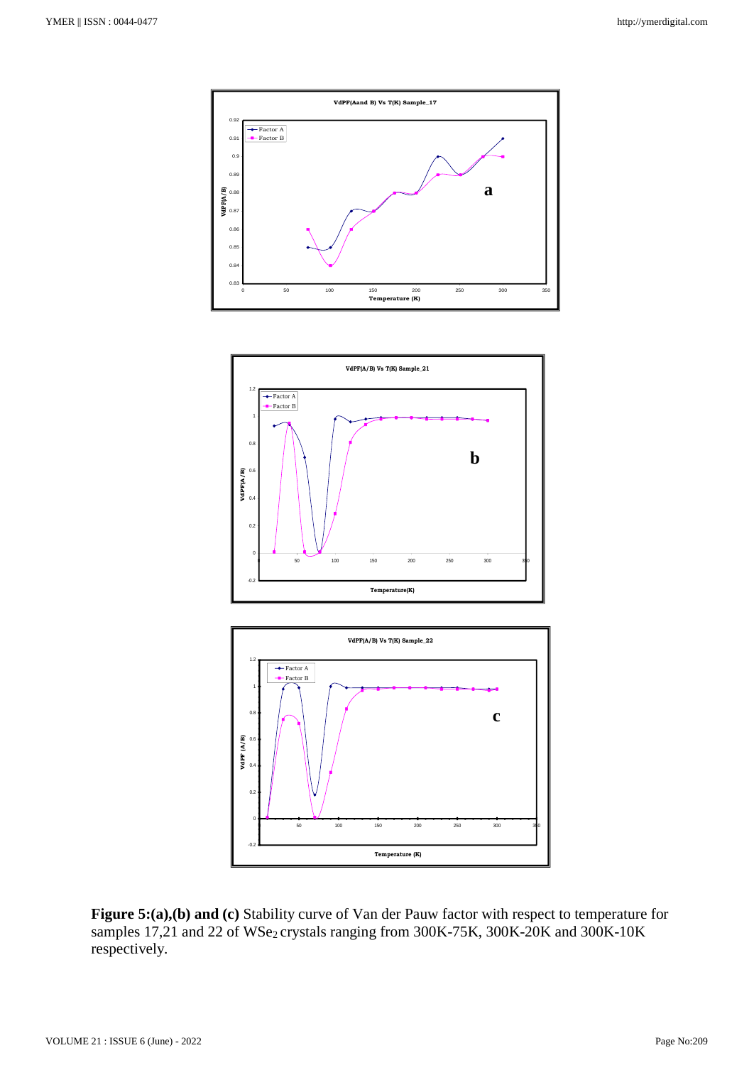**Figure 5:(a),(b) and (c)** Stability curve of Van der Pauw factor with respect to temperature for samples 17,21 and 22 of $WSe_2$ crystals ranging from 300K-75K, 300K-20K and 300K-10K respectively.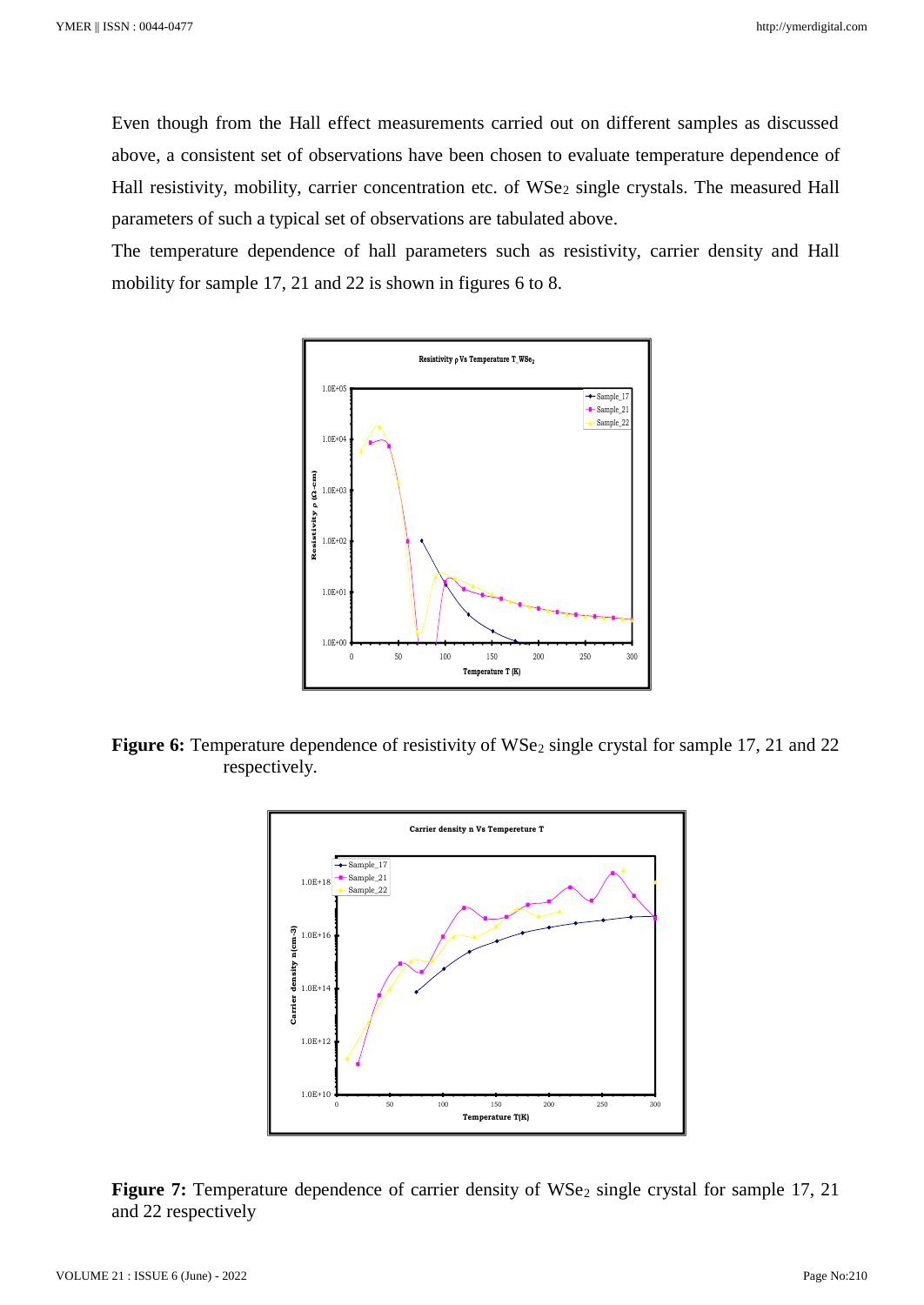Even though from the Hall effect measurements carried out on different samples as discussed above, a consistent set of observations have been chosen to evaluate temperature dependence of Hall resistivity, mobility, carrier concentration etc. of $WSe_2$ single crystals. The measured Hall parameters of such a typical set of observations are tabulated above.

The temperature dependence of hall parameters such as resistivity, carrier density and Hall mobility for sample 17, 21 and 22 is shown in figures 6 to 8.

**Figure 6:** Temperature dependence of resistivity of $WSe_2$ single crystal for sample 17, 21 and 22 respectively.

**Figure 7:** Temperature dependence of carrier density of $WSe_2$ single crystal for sample 17, 21 and 22 respectively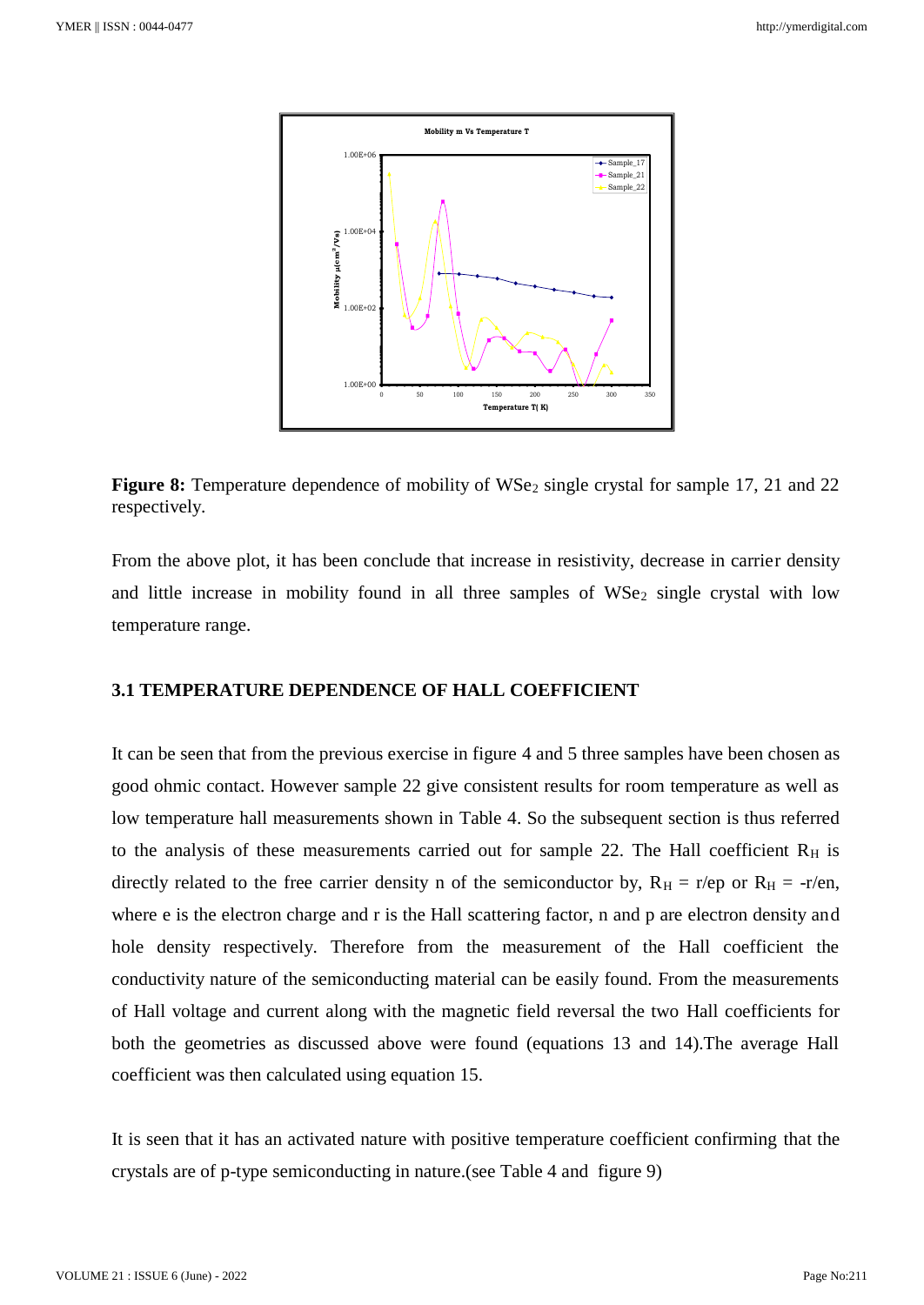**Figure 8:** Temperature dependence of mobility of $WSe_2$ single crystal for sample 17, 21 and 22 respectively.

From the above plot, it has been conclude that increase in resistivity, decrease in carrier density and little increase in mobility found in all three samples of $WSe_2$ single crystal with low temperature range.

### 3.1 TEMPERATURE DEPENDENCE OF HALL COEFFICIENT

It can be seen that from the previous exercise in figure 4 and 5 three samples have been chosen as good ohmic contact. However sample 22 give consistent results for room temperature as well as low temperature hall measurements shown in Table 4. So the subsequent section is thus referred to the analysis of these measurements carried out for sample 22. The Hall coefficient $R_H$ is directly related to the free carrier density n of the semiconductor by, $R_H = r/ep$ or $R_H = -r/en$, where e is the electron charge and r is the Hall scattering factor, n and p are electron density and hole density respectively. Therefore from the measurement of the Hall coefficient the conductivity nature of the semiconducting material can be easily found. From the measurements of Hall voltage and current along with the magnetic field reversal the two Hall coefficients for both the geometries as discussed above were found (equations 13 and 14).The average Hall coefficient was then calculated using equation 15.

It is seen that it has an activated nature with positive temperature coefficient confirming that the crystals are of p-type semiconducting in nature.(see Table 4 and figure 9)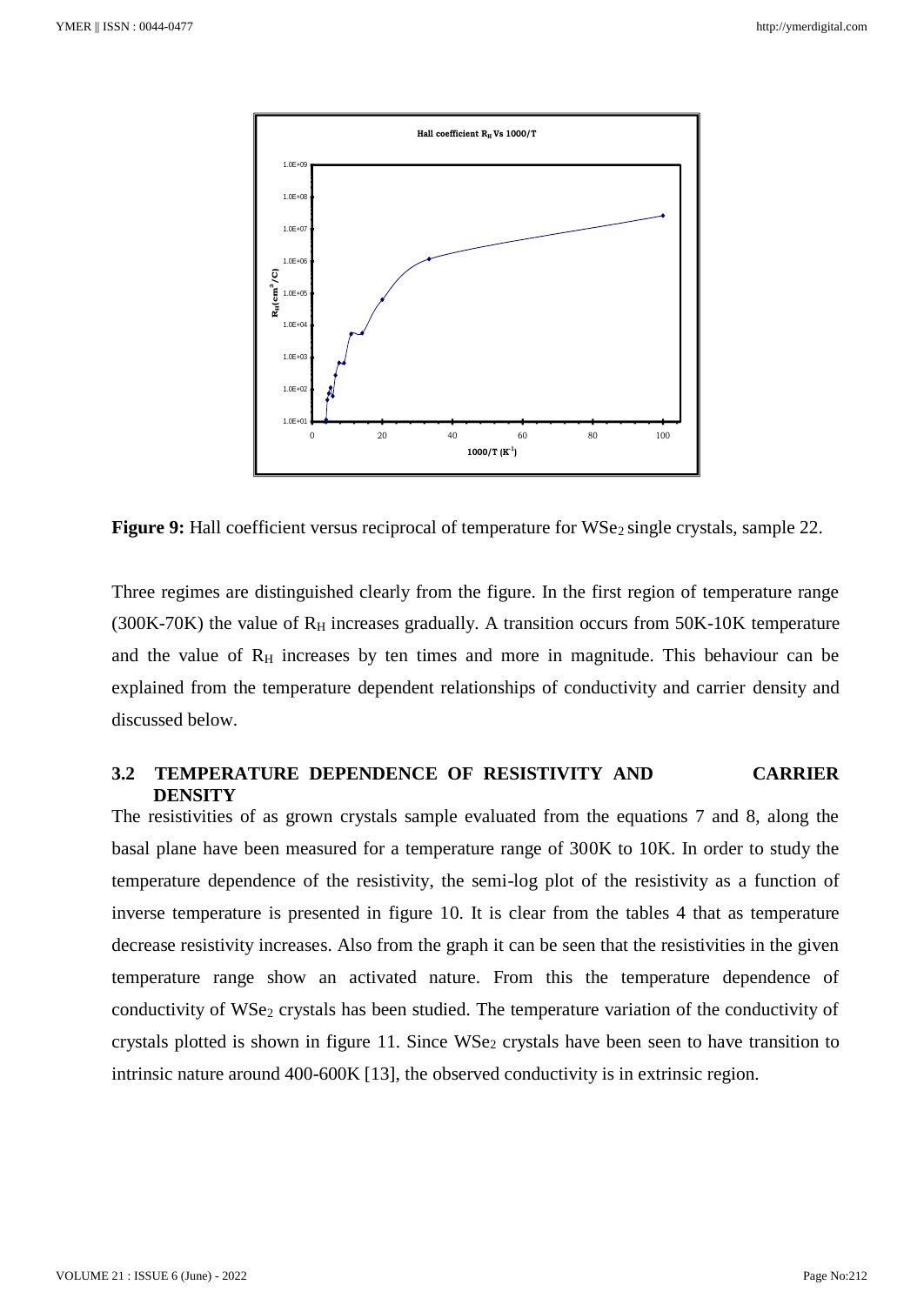**Figure 9:** Hall coefficient versus reciprocal of temperature for $WSe_2$ single crystals, sample 22.

Three regimes are distinguished clearly from the figure. In the first region of temperature range (300K-70K) the value of $R_H$ increases gradually. A transition occurs from 50K-10K temperature and the value of $R_H$ increases by ten times and more in magnitude. This behaviour can be explained from the temperature dependent relationships of conductivity and carrier density and discussed below.

## 3.2 TEMPERATURE DEPENDENCE OF RESISTIVITY AND CARRIER DENSITY

The resistivities of as grown crystals sample evaluated from the equations 7 and 8, along the basal plane have been measured for a temperature range of 300K to 10K. In order to study the temperature dependence of the resistivity, the semi-log plot of the resistivity as a function of inverse temperature is presented in figure 10. It is clear from the tables 4 that as temperature decrease resistivity increases. Also from the graph it can be seen that the resistivities in the given temperature range show an activated nature. From this the temperature dependence of conductivity of $WSe_2$ crystals has been studied. The temperature variation of the conductivity of crystals plotted is shown in figure 11. Since $WSe_2$ crystals have been seen to have transition to intrinsic nature around 400-600K [13], the observed conductivity is in extrinsic region.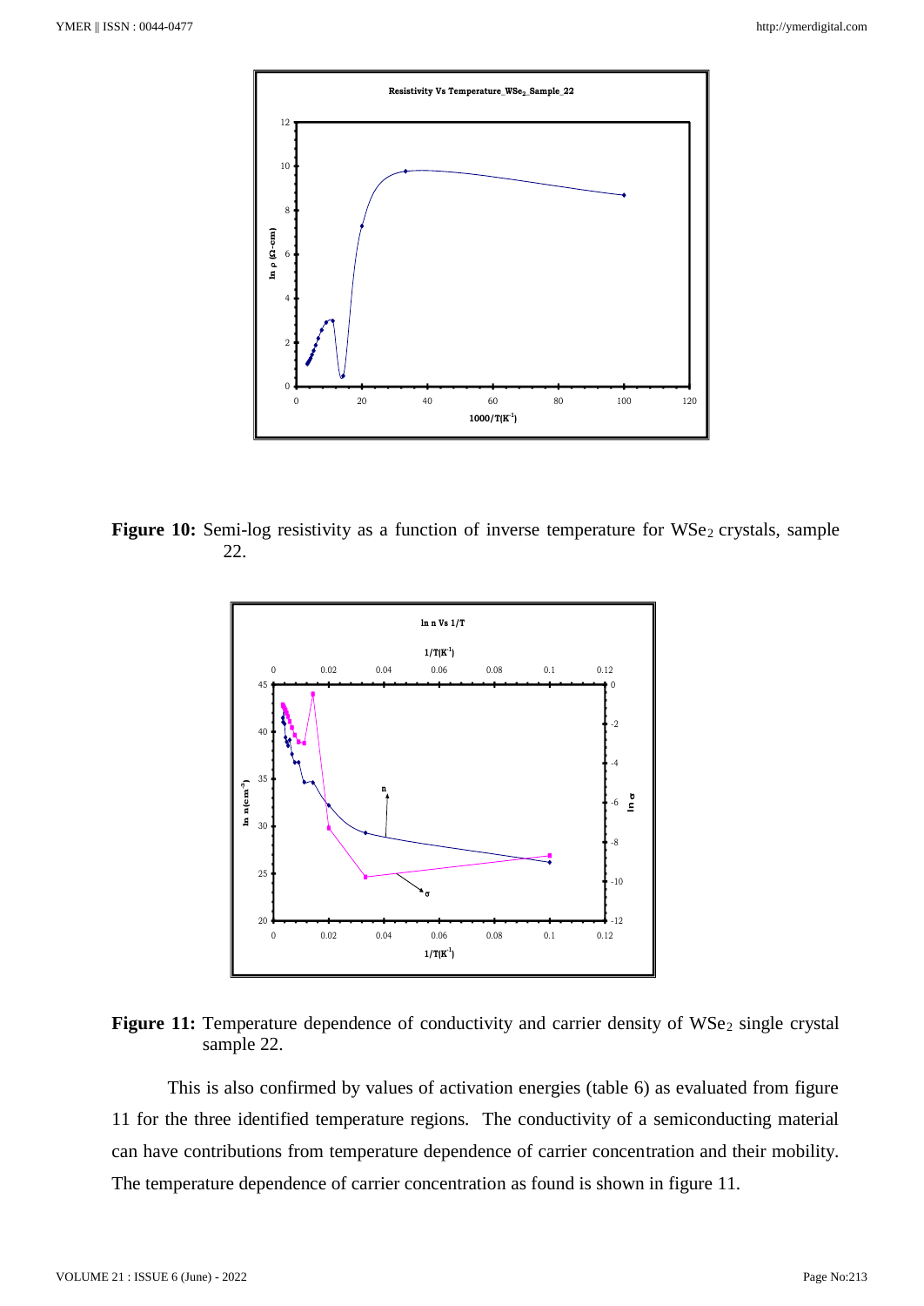**Figure 10:** Semi-log resistivity as a function of inverse temperature for $WSe_2$ crystals, sample 22.

**Figure 11:** Temperature dependence of conductivity and carrier density of $WSe_2$ single crystal sample 22.

This is also confirmed by values of activation energies (table 6) as evaluated from figure 11 for the three identified temperature regions. The conductivity of a semiconducting material can have contributions from temperature dependence of carrier concentration and their mobility. The temperature dependence of carrier concentration as found is shown in figure 11.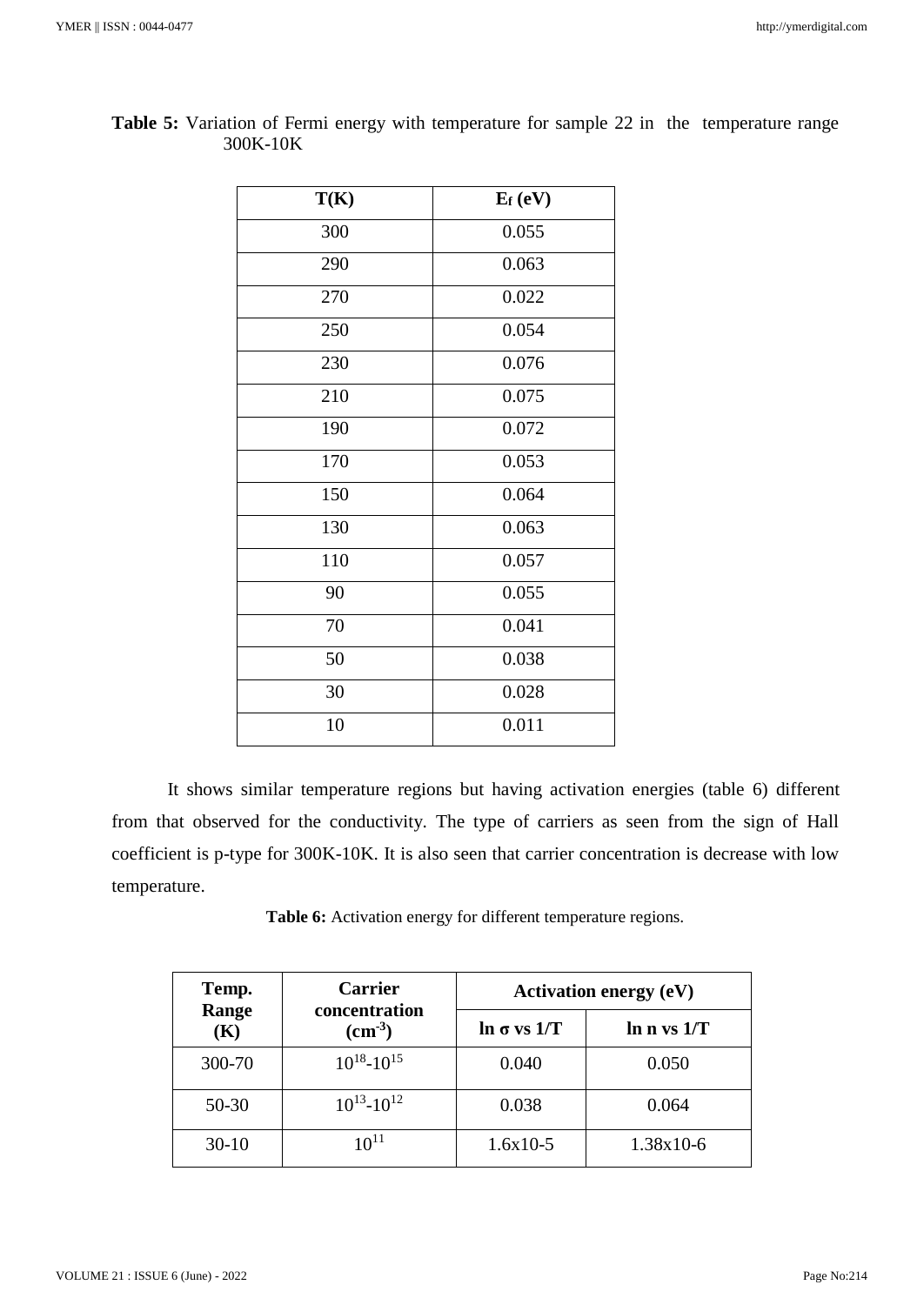**Table 5:** Variation of Fermi energy with temperature for sample 22 in the temperature range 300K-10K

| T(K) | $E_f$ (eV) |
|---|---|
| 300 | 0.055 |
| 290 | 0.063 |
| 270 | 0.022 |
| 250 | 0.054 |
| 230 | 0.076 |
| 210 | 0.075 |
| 190 | 0.072 |
| 170 | 0.053 |
| 150 | 0.064 |
| 130 | 0.063 |
| 110 | 0.057 |
| 90 | 0.055 |
| 70 | 0.041 |
| 50 | 0.038 |
| 30 | 0.028 |
| 10 | 0.011 |

It shows similar temperature regions but having activation energies (table 6) different from that observed for the conductivity. The type of carriers as seen from the sign of Hall coefficient is p-type for 300K-10K. It is also seen that carrier concentration is decrease with low temperature.

**Table 6:** Activation energy for different temperature regions.

| Temp. Range (K) | Carrier concentration ($cm^{-3}$) | Activation energy (eV) | |
|---|---|---|---|
| | | ln σ vs 1/T | ln n vs 1/T |
| 300-70 | $10^{18}$-$10^{15}$ | 0.040 | 0.050 |
| 50-30 | $10^{13}$-$10^{12}$ | 0.038 | 0.064 |
| 30-10 | $10^{11}$ | 1.6x10-5 | 1.38x10-6 |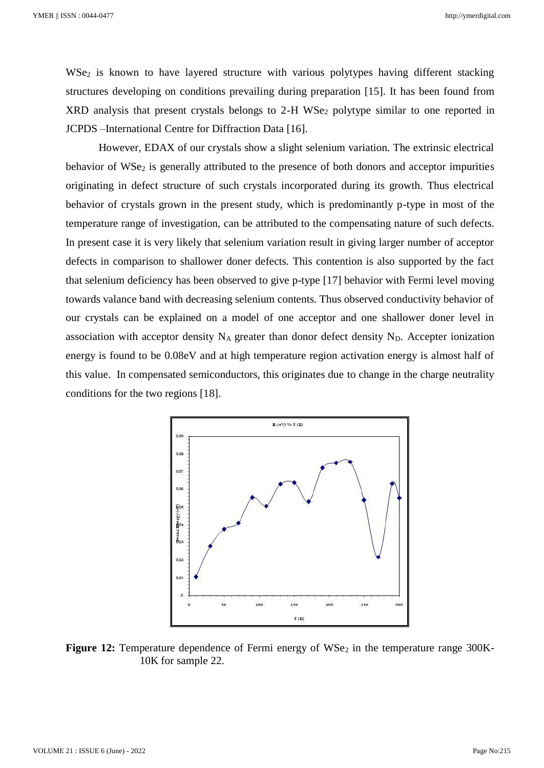$WSe_2$ is known to have layered structure with various polytypes having different stacking structures developing on conditions prevailing during preparation [15]. It has been found from XRD analysis that present crystals belongs to 2-H $WSe_2$ polytype similar to one reported in JCPDS –International Centre for Diffraction Data [16].

However, EDAX of our crystals show a slight selenium variation. The extrinsic electrical behavior of $WSe_2$ is generally attributed to the presence of both donors and acceptor impurities originating in defect structure of such crystals incorporated during its growth. Thus electrical behavior of crystals grown in the present study, which is predominantly p-type in most of the temperature range of investigation, can be attributed to the compensating nature of such defects. In present case it is very likely that selenium variation result in giving larger number of acceptor defects in comparison to shallower doner defects. This contention is also supported by the fact that selenium deficiency has been observed to give p-type [17] behavior with Fermi level moving towards valance band with decreasing selenium contents. Thus observed conductivity behavior of our crystals can be explained on a model of one acceptor and one shallower doner level in association with acceptor density $N_A$ greater than donor defect density $N_D$. Accepter ionization energy is found to be 0.08eV and at high temperature region activation energy is almost half of this value. In compensated semiconductors, this originates due to change in the charge neutrality conditions for the two regions [18].

**Figure 12:** Temperature dependence of Fermi energy of $WSe_2$ in the temperature range 300K-10K for sample 22.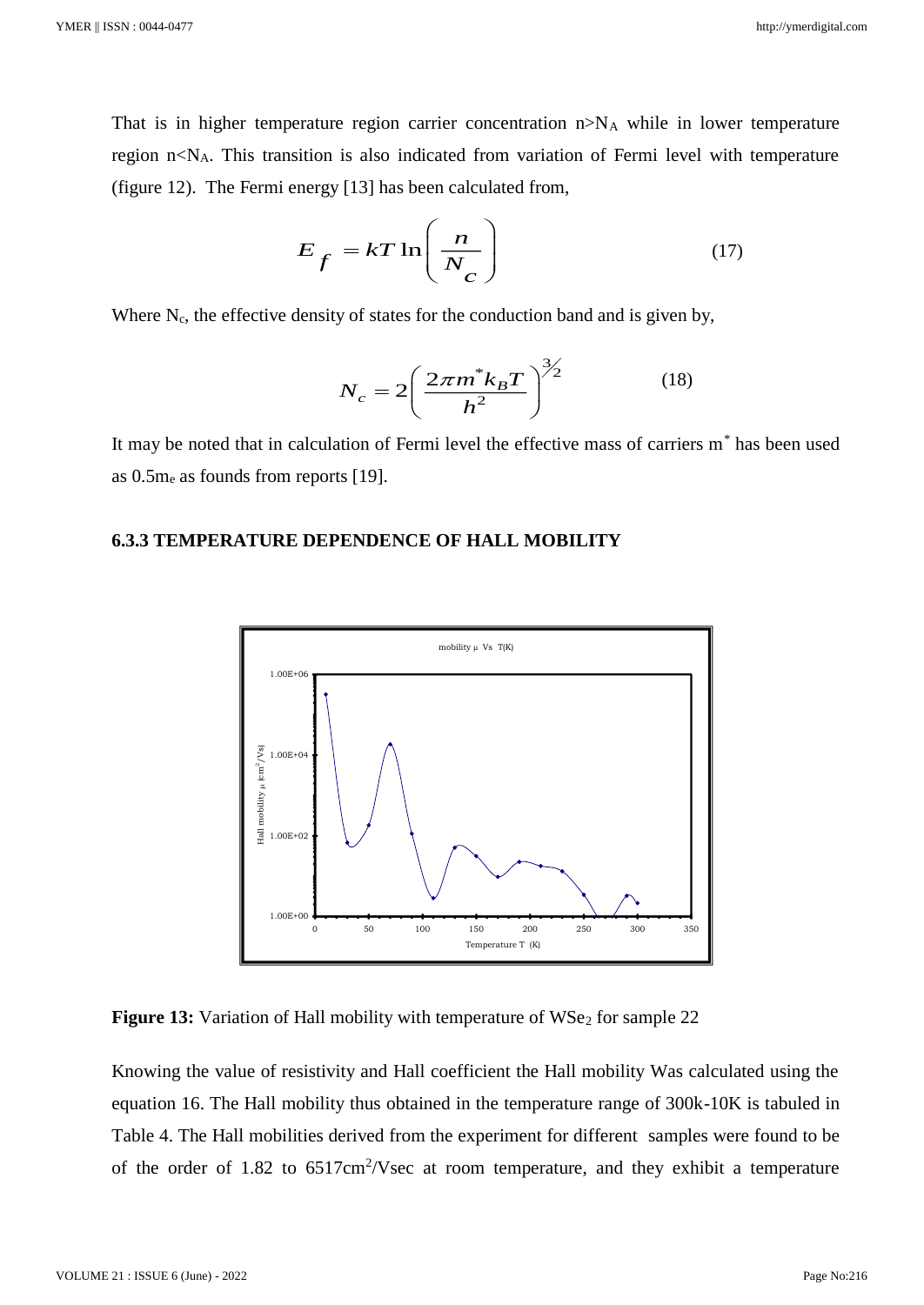That is in higher temperature region carrier concentration $n > N_A$ while in lower temperature region $n < N_A$. This transition is also indicated from variation of Fermi level with temperature (figure 12). The Fermi energy [13] has been calculated from,

$$E_f = kT \ln\left(\frac{n}{N_c}\right) \qquad (17)$$

Where $N_c$, the effective density of states for the conduction band and is given by,

$$N_c = 2\left(\frac{2\pi m^* k_B T}{h^2}\right)^{3/2} \qquad (18)$$

It may be noted that in calculation of Fermi level the effective mass of carriers $m^*$ has been used as $0.5m_e$ as founds from reports [19].

### 6.3.3 TEMPERATURE DEPENDENCE OF HALL MOBILITY

**Figure 13:** Variation of Hall mobility with temperature of $WSe_2$ for sample 22

Knowing the value of resistivity and Hall coefficient the Hall mobility Was calculated using the equation 16. The Hall mobility thus obtained in the temperature range of 300k-10K is tabuled in Table 4. The Hall mobilities derived from the experiment for different samples were found to be of the order of 1.82 to 6517cm$^2$/Vsec at room temperature, and they exhibit a temperature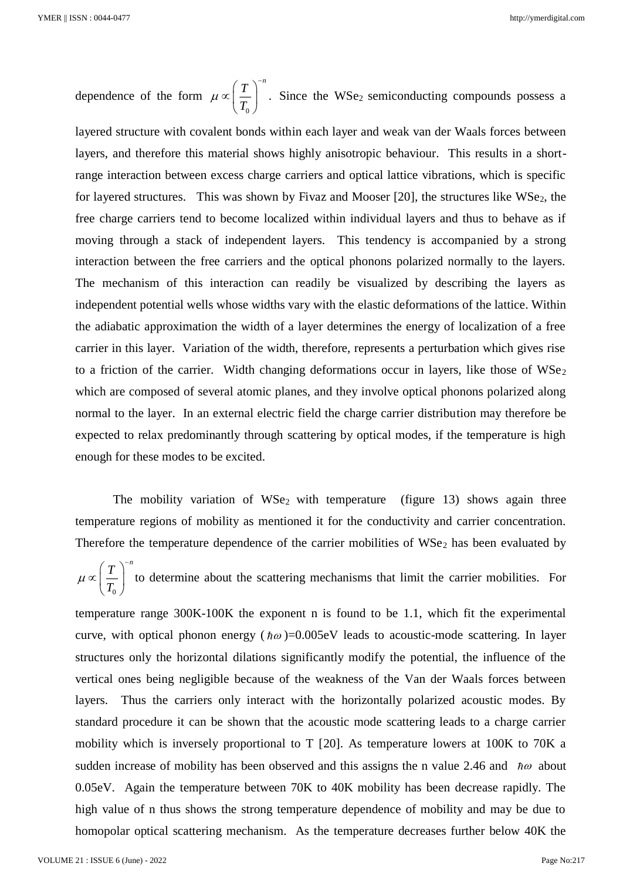dependence of the form $\mu \propto \left(\frac{T}{T_0}\right)^{-n}$. Since the $WSe_2$ semiconducting compounds possess a layered structure with covalent bonds within each layer and weak van der Waals forces between layers, and therefore this material shows highly anisotropic behaviour. This results in a short-range interaction between excess charge carriers and optical lattice vibrations, which is specific for layered structures. This was shown by Fivaz and Mooser [20], the structures like $WSe_2$, the free charge carriers tend to become localized within individual layers and thus to behave as if moving through a stack of independent layers. This tendency is accompanied by a strong interaction between the free carriers and the optical phonons polarized normally to the layers. The mechanism of this interaction can readily be visualized by describing the layers as independent potential wells whose widths vary with the elastic deformations of the lattice. Within the adiabatic approximation the width of a layer determines the energy of localization of a free carrier in this layer. Variation of the width, therefore, represents a perturbation which gives rise to a friction of the carrier. Width changing deformations occur in layers, like those of $WSe_2$ which are composed of several atomic planes, and they involve optical phonons polarized along normal to the layer. In an external electric field the charge carrier distribution may therefore be expected to relax predominantly through scattering by optical modes, if the temperature is high enough for these modes to be excited.

The mobility variation of $WSe_2$ with temperature (figure 13) shows again three temperature regions of mobility as mentioned it for the conductivity and carrier concentration. Therefore the temperature dependence of the carrier mobilities of $WSe_2$ has been evaluated by $\mu \propto \left(\frac{T}{T_0}\right)^{-n}$ to determine about the scattering mechanisms that limit the carrier mobilities. For temperature range 300K-100K the exponent n is found to be 1.1, which fit the experimental curve, with optical phonon energy ($\hbar\omega$)=0.005eV leads to acoustic-mode scattering. In layer structures only the horizontal dilations significantly modify the potential, the influence of the vertical ones being negligible because of the weakness of the Van der Waals forces between layers. Thus the carriers only interact with the horizontally polarized acoustic modes. By standard procedure it can be shown that the acoustic mode scattering leads to a charge carrier mobility which is inversely proportional to T [20]. As temperature lowers at 100K to 70K a sudden increase of mobility has been observed and this assigns the n value 2.46 and $\hbar\omega$ about 0.05eV. Again the temperature between 70K to 40K mobility has been decrease rapidly. The high value of n thus shows the strong temperature dependence of mobility and may be due to homopolar optical scattering mechanism. As the temperature decreases further below 40K the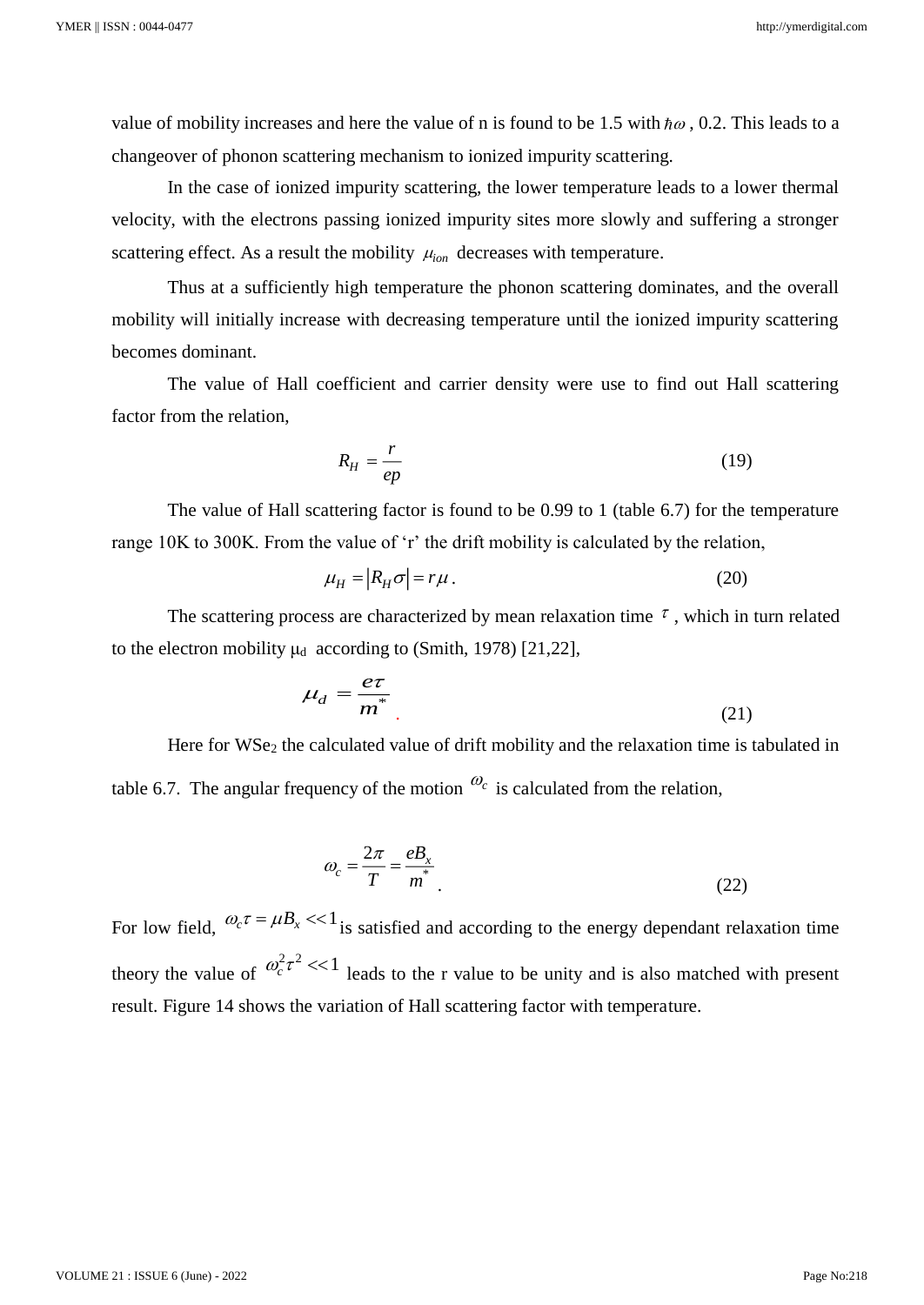value of mobility increases and here the value of n is found to be 1.5 with $\hbar\omega$ , 0.2. This leads to a changeover of phonon scattering mechanism to ionized impurity scattering.

In the case of ionized impurity scattering, the lower temperature leads to a lower thermal velocity, with the electrons passing ionized impurity sites more slowly and suffering a stronger scattering effect. As a result the mobility $\mu_{ion}$ decreases with temperature.

Thus at a sufficiently high temperature the phonon scattering dominates, and the overall mobility will initially increase with decreasing temperature until the ionized impurity scattering becomes dominant.

The value of Hall coefficient and carrier density were use to find out Hall scattering factor from the relation,

$$R_H = \frac{r}{ep} \tag{19}$$

The value of Hall scattering factor is found to be 0.99 to 1 (table 6.7) for the temperature range 10K to 300K. From the value of 'r' the drift mobility is calculated by the relation,

$$\mu_H = |R_H \sigma| = r\mu . \tag{20}$$

The scattering process are characterized by mean relaxation time $\tau$ , which in turn related to the electron mobility $\mu_d$ according to (Smith, 1978) [21,22],

$$\mu_d = \frac{e\tau}{m^*} \tag{21}$$

Here for $WSe_2$ the calculated value of drift mobility and the relaxation time is tabulated in table 6.7. The angular frequency of the motion $\omega_c$ is calculated from the relation,

$$\omega_c = \frac{2\pi}{T} = \frac{eB_x}{m^*} . \tag{22}$$

For low field, $\omega_c \tau = \mu B_x << 1$ is satisfied and according to the energy dependant relaxation time theory the value of $\omega_c^2 \tau^2 << 1$ leads to the r value to be unity and is also matched with present result. Figure 14 shows the variation of Hall scattering factor with temperature.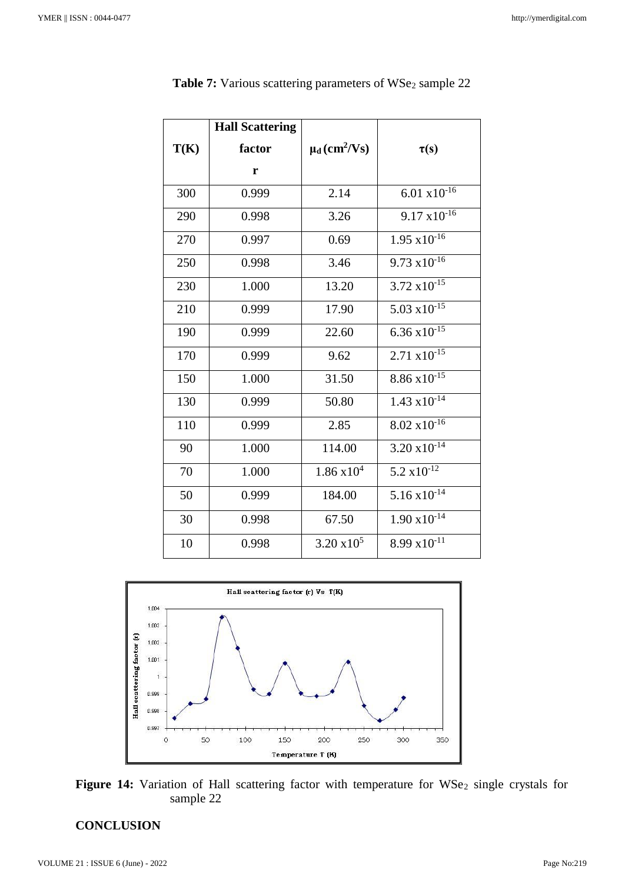**Table 7:** Various scattering parameters of $WSe_2$ sample 22

| T(K) | Hall Scattering factor r | $\mu_d$ ($cm^2$/Vs) | τ(s) |
|---|---|---|---|
| 300 | 0.999 | 2.14 | $6.01 \times 10^{-16}$ |
| 290 | 0.998 | 3.26 | $9.17 \times 10^{-16}$ |
| 270 | 0.997 | 0.69 | $1.95 \times 10^{-16}$ |
| 250 | 0.998 | 3.46 | $9.73 \times 10^{-16}$ |
| 230 | 1.000 | 13.20 | $3.72 \times 10^{-15}$ |
| 210 | 0.999 | 17.90 | $5.03 \times 10^{-15}$ |
| 190 | 0.999 | 22.60 | $6.36 \times 10^{-15}$ |
| 170 | 0.999 | 9.62 | $2.71 \times 10^{-15}$ |
| 150 | 1.000 | 31.50 | $8.86 \times 10^{-15}$ |
| 130 | 0.999 | 50.80 | $1.43 \times 10^{-14}$ |
| 110 | 0.999 | 2.85 | $8.02 \times 10^{-16}$ |
| 90 | 1.000 | 114.00 | $3.20 \times 10^{-14}$ |
| 70 | 1.000 | $1.86 \times 10^{4}$ | $5.2 \times 10^{-12}$ |
| 50 | 0.999 | 184.00 | $5.16 \times 10^{-14}$ |
| 30 | 0.998 | 67.50 | $1.90 \times 10^{-14}$ |
| 10 | 0.998 | $3.20 \times 10^{5}$ | $8.99 \times 10^{-11}$ |

**Figure 14:** Variation of Hall scattering factor with temperature for $WSe_2$ single crystals for sample 22

## CONCLUSION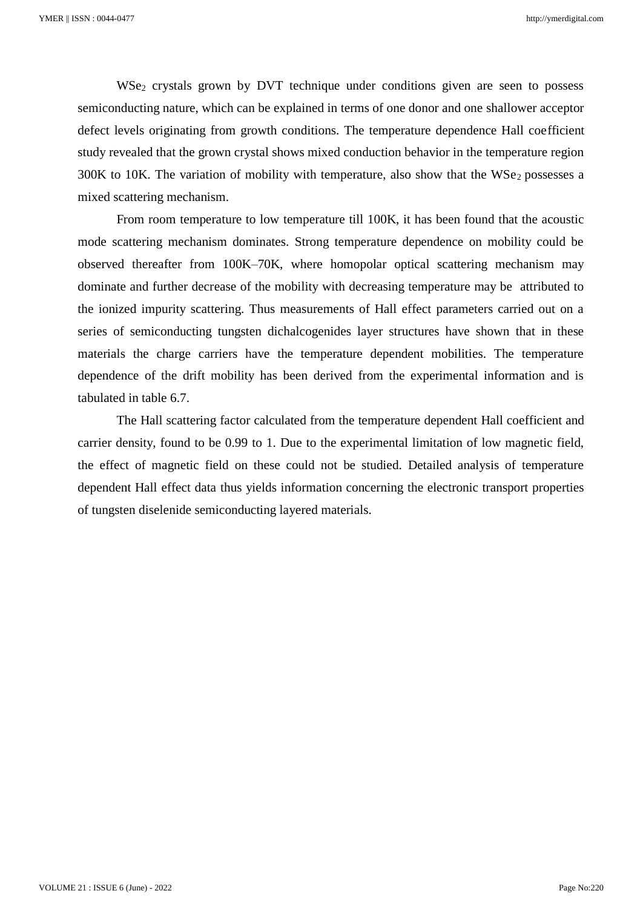$WSe_2$ crystals grown by DVT technique under conditions given are seen to possess semiconducting nature, which can be explained in terms of one donor and one shallower acceptor defect levels originating from growth conditions. The temperature dependence Hall coefficient study revealed that the grown crystal shows mixed conduction behavior in the temperature region 300K to 10K. The variation of mobility with temperature, also show that the $WSe_2$ possesses a mixed scattering mechanism.

From room temperature to low temperature till 100K, it has been found that the acoustic mode scattering mechanism dominates. Strong temperature dependence on mobility could be observed thereafter from 100K–70K, where homopolar optical scattering mechanism may dominate and further decrease of the mobility with decreasing temperature may be attributed to the ionized impurity scattering. Thus measurements of Hall effect parameters carried out on a series of semiconducting tungsten dichalcogenides layer structures have shown that in these materials the charge carriers have the temperature dependent mobilities. The temperature dependence of the drift mobility has been derived from the experimental information and is tabulated in table 6.7.

The Hall scattering factor calculated from the temperature dependent Hall coefficient and carrier density, found to be 0.99 to 1. Due to the experimental limitation of low magnetic field, the effect of magnetic field on these could not be studied. Detailed analysis of temperature dependent Hall effect data thus yields information concerning the electronic transport properties of tungsten diselenide semiconducting layered materials.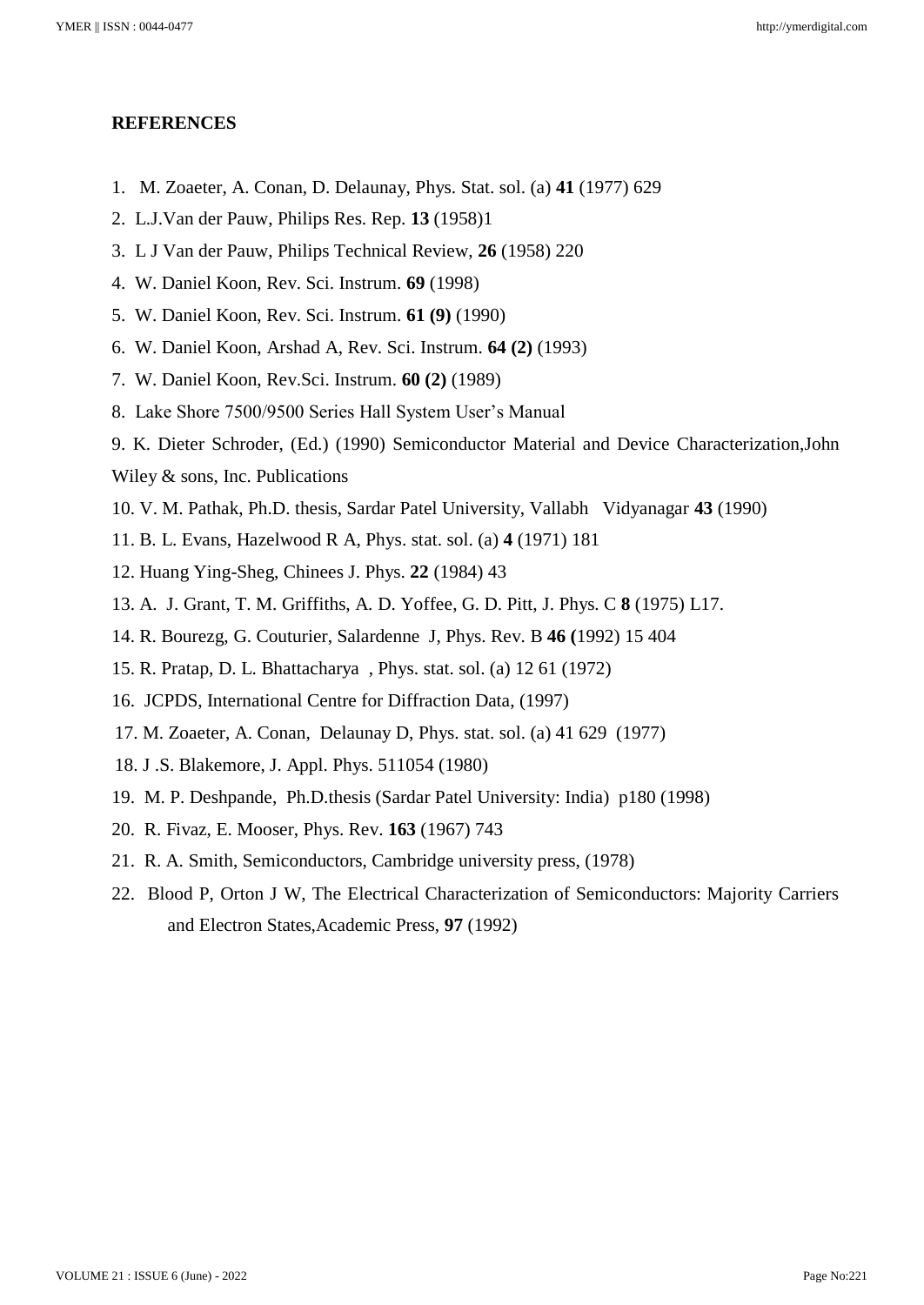## REFERENCES

1. M. Zoaeter, A. Conan, D. Delaunay, Phys. Stat. sol. (a) **41** (1977) 629
2. L.J.Van der Pauw, Philips Res. Rep. **13** (1958)1
3. L J Van der Pauw, Philips Technical Review, **26** (1958) 220
4. W. Daniel Koon, Rev. Sci. Instrum. **69** (1998)
5. W. Daniel Koon, Rev. Sci. Instrum. **61 (9)** (1990)
6. W. Daniel Koon, Arshad A, Rev. Sci. Instrum. **64 (2)** (1993)
7. W. Daniel Koon, Rev.Sci. Instrum. **60 (2)** (1989)
8. Lake Shore 7500/9500 Series Hall System User's Manual
9. K. Dieter Schroder, (Ed.) (1990) Semiconductor Material and Device Characterization,John Wiley & sons, Inc. Publications
10. V. M. Pathak, Ph.D. thesis, Sardar Patel University, Vallabh Vidyanagar **43** (1990)
11. B. L. Evans, Hazelwood R A, Phys. stat. sol. (a) **4** (1971) 181
12. Huang Ying-Sheg, Chinees J. Phys. **22** (1984) 43
13. A. J. Grant, T. M. Griffiths, A. D. Yoffee, G. D. Pitt, J. Phys. C **8** (1975) L17.
14. R. Bourezg, G. Couturier, Salardenne J, Phys. Rev. B **46 (**1992) 15 404
15. R. Pratap, D. L. Bhattacharya , Phys. stat. sol. (a) 12 61 (1972)
16. JCPDS, International Centre for Diffraction Data, (1997)
17. M. Zoaeter, A. Conan, Delaunay D, Phys. stat. sol. (a) 41 629 (1977)
18. J .S. Blakemore, J. Appl. Phys. 511054 (1980)
19. M. P. Deshpande, Ph.D.thesis (Sardar Patel University: India) p180 (1998)
20. R. Fivaz, E. Mooser, Phys. Rev. **163** (1967) 743
21. R. A. Smith, Semiconductors, Cambridge university press, (1978)
22. Blood P, Orton J W, The Electrical Characterization of Semiconductors: Majority Carriers and Electron States,Academic Press, **97** (1992)